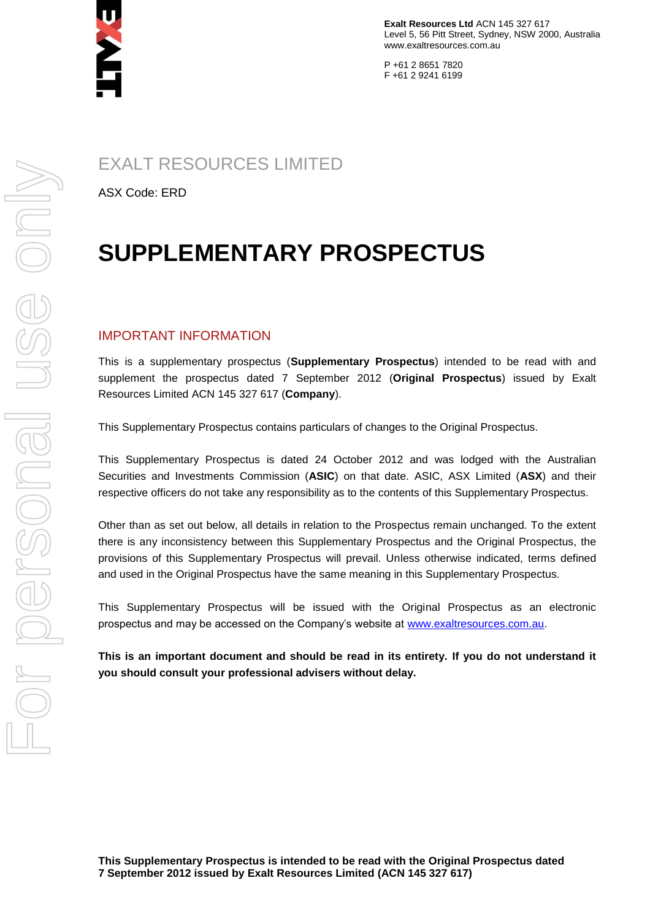**Exalt Resources Ltd** ACN 145 327 617
Level 5, 56 Pitt Street, Sydney, NSW 2000, Australia
www.exaltresources.com.au

P +61 2 8651 7820
F +61 2 9241 6199

## EXALT RESOURCES LIMITED

ASX Code: ERD

# SUPPLEMENTARY PROSPECTUS

## IMPORTANT INFORMATION

This is a supplementary prospectus (**Supplementary Prospectus**) intended to be read with and supplement the prospectus dated 7 September 2012 (**Original Prospectus**) issued by Exalt Resources Limited ACN 145 327 617 (**Company**).

This Supplementary Prospectus contains particulars of changes to the Original Prospectus.

This Supplementary Prospectus is dated 24 October 2012 and was lodged with the Australian Securities and Investments Commission (**ASIC**) on that date. ASIC, ASX Limited (**ASX**) and their respective officers do not take any responsibility as to the contents of this Supplementary Prospectus.

Other than as set out below, all details in relation to the Prospectus remain unchanged. To the extent there is any inconsistency between this Supplementary Prospectus and the Original Prospectus, the provisions of this Supplementary Prospectus will prevail. Unless otherwise indicated, terms defined and used in the Original Prospectus have the same meaning in this Supplementary Prospectus.

This Supplementary Prospectus will be issued with the Original Prospectus as an electronic prospectus and may be accessed on the Company's website at www.exaltresources.com.au.

**This is an important document and should be read in its entirety. If you do not understand it you should consult your professional advisers without delay.**

**This Supplementary Prospectus is intended to be read with the Original Prospectus dated 7 September 2012 issued by Exalt Resources Limited (ACN 145 327 617)**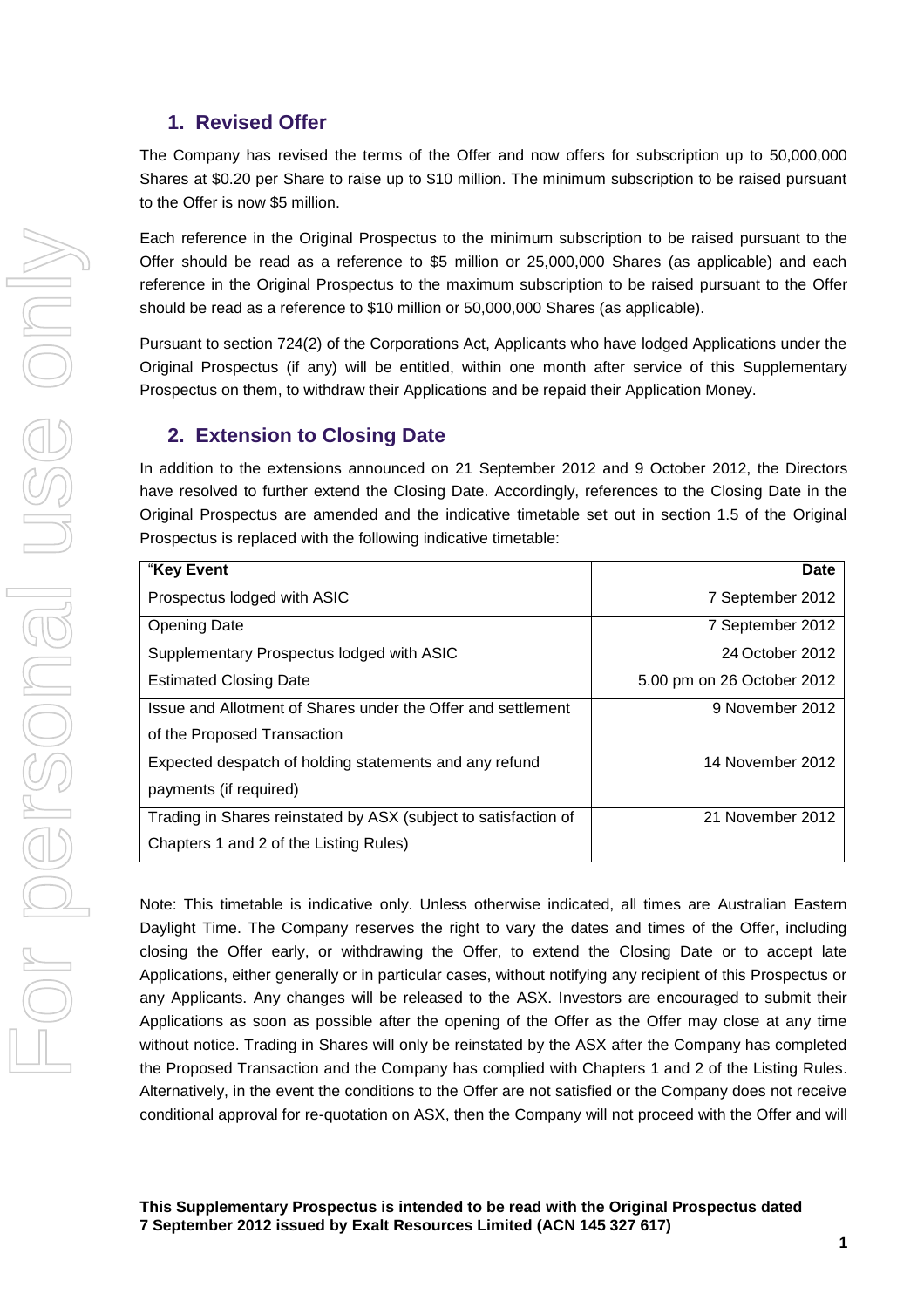## 1. Revised Offer

The Company has revised the terms of the Offer and now offers for subscription up to 50,000,000 Shares at $0.20 per Share to raise up to $10 million. The minimum subscription to be raised pursuant to the Offer is now $5 million.

Each reference in the Original Prospectus to the minimum subscription to be raised pursuant to the Offer should be read as a reference to $5 million or 25,000,000 Shares (as applicable) and each reference in the Original Prospectus to the maximum subscription to be raised pursuant to the Offer should be read as a reference to $10 million or 50,000,000 Shares (as applicable).

Pursuant to section 724(2) of the Corporations Act, Applicants who have lodged Applications under the Original Prospectus (if any) will be entitled, within one month after service of this Supplementary Prospectus on them, to withdraw their Applications and be repaid their Application Money.

## 2. Extension to Closing Date

In addition to the extensions announced on 21 September 2012 and 9 October 2012, the Directors have resolved to further extend the Closing Date. Accordingly, references to the Closing Date in the Original Prospectus are amended and the indicative timetable set out in section 1.5 of the Original Prospectus is replaced with the following indicative timetable:

| "**Key Event** | **Date** |
|---|---|
| Prospectus lodged with ASIC | 7 September 2012 |
| Opening Date | 7 September 2012 |
| Supplementary Prospectus lodged with ASIC | 24 October 2012 |
| Estimated Closing Date | 5.00 pm on 26 October 2012 |
| Issue and Allotment of Shares under the Offer and settlement of the Proposed Transaction | 9 November 2012 |
| Expected despatch of holding statements and any refund payments (if required) | 14 November 2012 |
| Trading in Shares reinstated by ASX (subject to satisfaction of Chapters 1 and 2 of the Listing Rules) | 21 November 2012 |

Note: This timetable is indicative only. Unless otherwise indicated, all times are Australian Eastern Daylight Time. The Company reserves the right to vary the dates and times of the Offer, including closing the Offer early, or withdrawing the Offer, to extend the Closing Date or to accept late Applications, either generally or in particular cases, without notifying any recipient of this Prospectus or any Applicants. Any changes will be released to the ASX. Investors are encouraged to submit their Applications as soon as possible after the opening of the Offer as the Offer may close at any time without notice. Trading in Shares will only be reinstated by the ASX after the Company has completed the Proposed Transaction and the Company has complied with Chapters 1 and 2 of the Listing Rules. Alternatively, in the event the conditions to the Offer are not satisfied or the Company does not receive conditional approval for re-quotation on ASX, then the Company will not proceed with the Offer and will

**This Supplementary Prospectus is intended to be read with the Original Prospectus dated 7 September 2012 issued by Exalt Resources Limited (ACN 145 327 617)**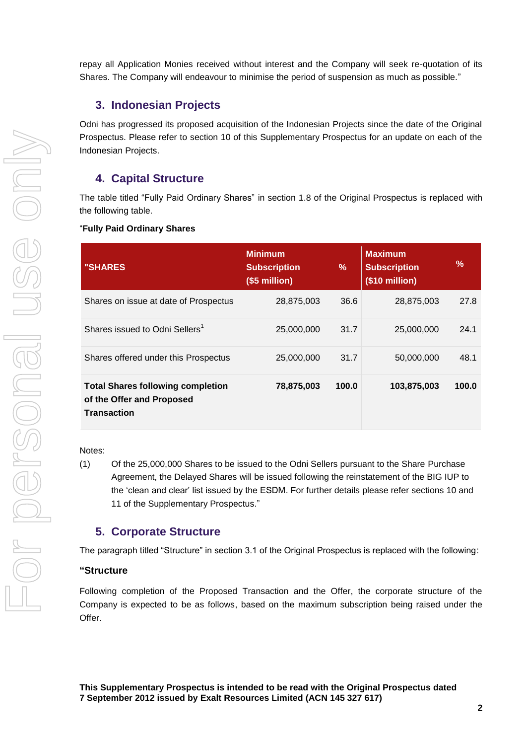repay all Application Monies received without interest and the Company will seek re-quotation of its Shares. The Company will endeavour to minimise the period of suspension as much as possible."

## 3. Indonesian Projects

Odni has progressed its proposed acquisition of the Indonesian Projects since the date of the Original Prospectus. Please refer to section 10 of this Supplementary Prospectus for an update on each of the Indonesian Projects.

## 4. Capital Structure

The table titled "Fully Paid Ordinary Shares" in section 1.8 of the Original Prospectus is replaced with the following table.

"**Fully Paid Ordinary Shares**

| "SHARES | Minimum Subscription ($5 million) | % | Maximum Subscription ($10 million) | % |
|---|---|---|---|---|
| Shares on issue at date of Prospectus | 28,875,003 | 36.6 | 28,875,003 | 27.8 |
| Shares issued to Odni Sellers[1] | 25,000,000 | 31.7 | 25,000,000 | 24.1 |
| Shares offered under this Prospectus | 25,000,000 | 31.7 | 50,000,000 | 48.1 |
| **Total Shares following completion of the Offer and Proposed Transaction** | **78,875,003** | **100.0** | **103,875,003** | **100.0** |

Notes:

(1) Of the 25,000,000 Shares to be issued to the Odni Sellers pursuant to the Share Purchase Agreement, the Delayed Shares will be issued following the reinstatement of the BIG IUP to the 'clean and clear' list issued by the ESDM. For further details please refer sections 10 and 11 of the Supplementary Prospectus."

## 5. Corporate Structure

The paragraph titled "Structure" in section 3.1 of the Original Prospectus is replaced with the following:

**"Structure**

Following completion of the Proposed Transaction and the Offer, the corporate structure of the Company is expected to be as follows, based on the maximum subscription being raised under the Offer.

**This Supplementary Prospectus is intended to be read with the Original Prospectus dated 7 September 2012 issued by Exalt Resources Limited (ACN 145 327 617)**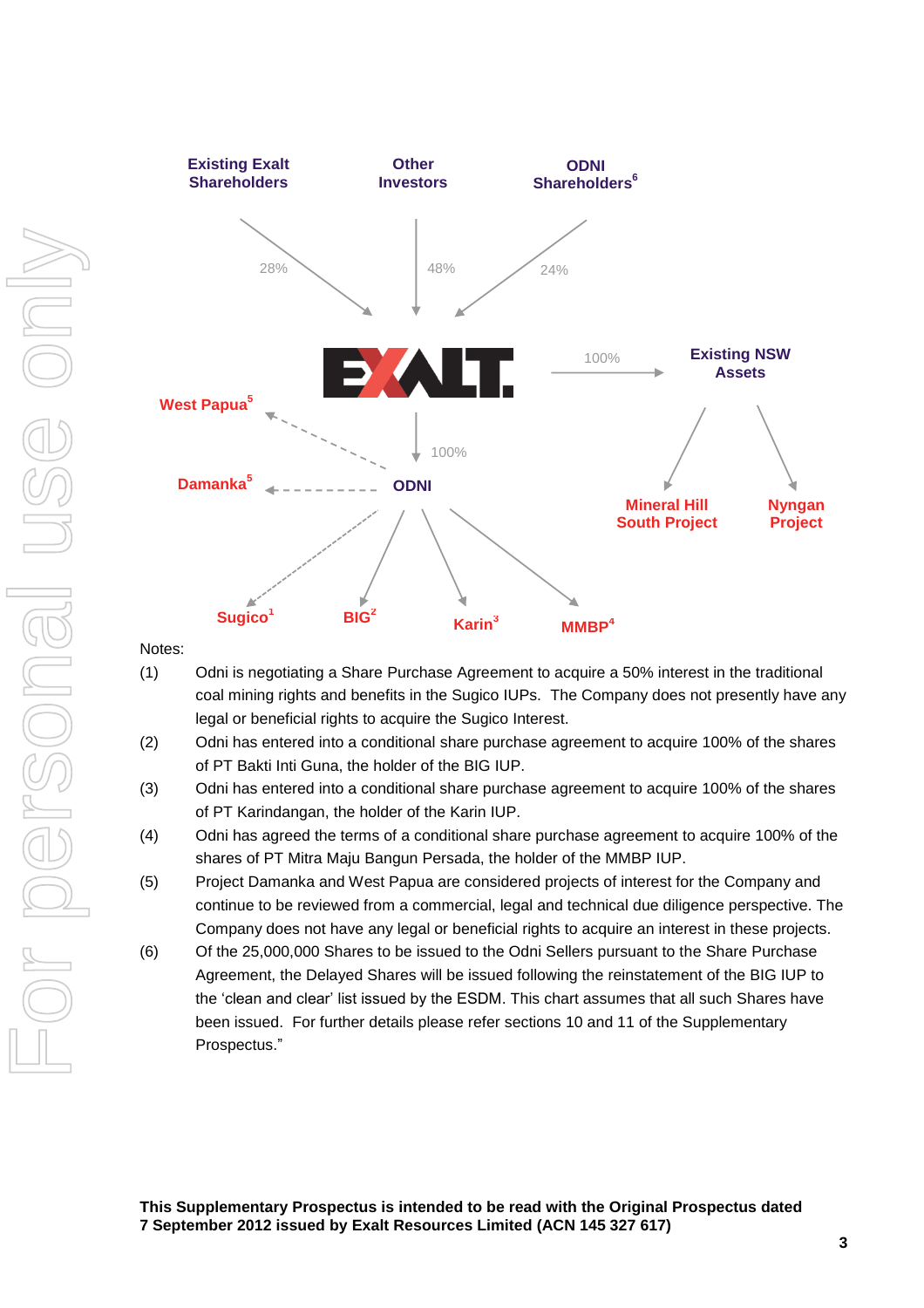Existing Exalt Shareholders — 28% → EXALT
Other Investors — 48% → EXALT
ODNI Shareholders[6] — 24% → EXALT

EXALT → 100% → Existing NSW Assets
- Mineral Hill South Project
- Nyngan Project

EXALT → 100% → ODNI
- West Papua[5]
- Damanka[5]
- Sugico[1]
- BIG[2]
- Karin[3]
- MMBP[4]

Notes:

(1) Odni is negotiating a Share Purchase Agreement to acquire a 50% interest in the traditional coal mining rights and benefits in the Sugico IUPs. The Company does not presently have any legal or beneficial rights to acquire the Sugico Interest.

(2) Odni has entered into a conditional share purchase agreement to acquire 100% of the shares of PT Bakti Inti Guna, the holder of the BIG IUP.

(3) Odni has entered into a conditional share purchase agreement to acquire 100% of the shares of PT Karindangan, the holder of the Karin IUP.

(4) Odni has agreed the terms of a conditional share purchase agreement to acquire 100% of the shares of PT Mitra Maju Bangun Persada, the holder of the MMBP IUP.

(5) Project Damanka and West Papua are considered projects of interest for the Company and continue to be reviewed from a commercial, legal and technical due diligence perspective. The Company does not have any legal or beneficial rights to acquire an interest in these projects.

(6) Of the 25,000,000 Shares to be issued to the Odni Sellers pursuant to the Share Purchase Agreement, the Delayed Shares will be issued following the reinstatement of the BIG IUP to the 'clean and clear' list issued by the ESDM. This chart assumes that all such Shares have been issued. For further details please refer sections 10 and 11 of the Supplementary Prospectus."

**This Supplementary Prospectus is intended to be read with the Original Prospectus dated 7 September 2012 issued by Exalt Resources Limited (ACN 145 327 617)**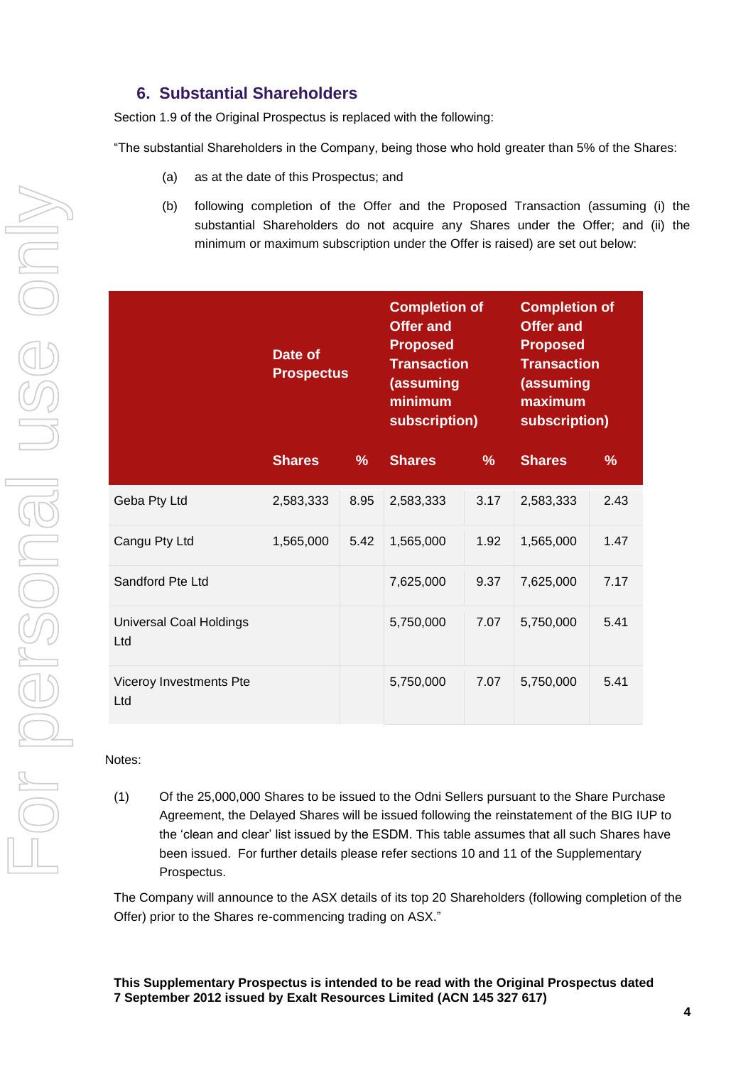## 6. Substantial Shareholders

Section 1.9 of the Original Prospectus is replaced with the following:

"The substantial Shareholders in the Company, being those who hold greater than 5% of the Shares:

(a) as at the date of this Prospectus; and

(b) following completion of the Offer and the Proposed Transaction (assuming (i) the substantial Shareholders do not acquire any Shares under the Offer; and (ii) the minimum or maximum subscription under the Offer is raised) are set out below:

| | Date of Prospectus | | Completion of Offer and Proposed Transaction (assuming minimum subscription) | | Completion of Offer and Proposed Transaction (assuming maximum subscription) | |
|---|---|---|---|---|---|---|
| | Shares | % | Shares | % | Shares | % |
| Geba Pty Ltd | 2,583,333 | 8.95 | 2,583,333 | 3.17 | 2,583,333 | 2.43 |
| Cangu Pty Ltd | 1,565,000 | 5.42 | 1,565,000 | 1.92 | 1,565,000 | 1.47 |
| Sandford Pte Ltd | | | 7,625,000 | 9.37 | 7,625,000 | 7.17 |
| Universal Coal Holdings Ltd | | | 5,750,000 | 7.07 | 5,750,000 | 5.41 |
| Viceroy Investments Pte Ltd | | | 5,750,000 | 7.07 | 5,750,000 | 5.41 |

Notes:

(1) Of the 25,000,000 Shares to be issued to the Odni Sellers pursuant to the Share Purchase Agreement, the Delayed Shares will be issued following the reinstatement of the BIG IUP to the 'clean and clear' list issued by the ESDM. This table assumes that all such Shares have been issued. For further details please refer sections 10 and 11 of the Supplementary Prospectus.

The Company will announce to the ASX details of its top 20 Shareholders (following completion of the Offer) prior to the Shares re-commencing trading on ASX."

**This Supplementary Prospectus is intended to be read with the Original Prospectus dated 7 September 2012 issued by Exalt Resources Limited (ACN 145 327 617)**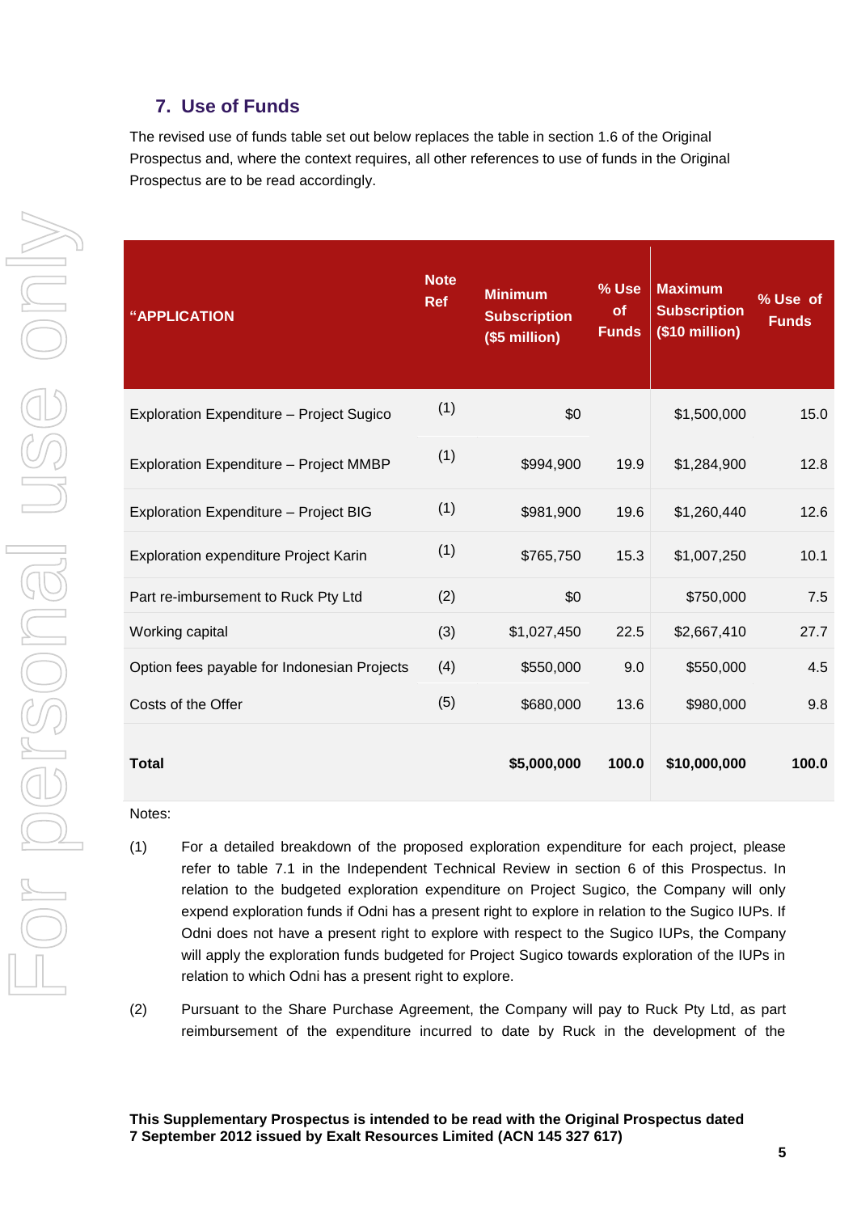## 7. Use of Funds

The revised use of funds table set out below replaces the table in section 1.6 of the Original Prospectus and, where the context requires, all other references to use of funds in the Original Prospectus are to be read accordingly.

| "APPLICATION | Note Ref | Minimum Subscription ($5 million) | % Use of Funds | Maximum Subscription ($10 million) | % Use of Funds |
|---|---|---|---|---|---|
| Exploration Expenditure – Project Sugico | (1) | $0 | | $1,500,000 | 15.0 |
| Exploration Expenditure – Project MMBP | (1) | $994,900 | 19.9 | $1,284,900 | 12.8 |
| Exploration Expenditure – Project BIG | (1) | $981,900 | 19.6 | $1,260,440 | 12.6 |
| Exploration expenditure Project Karin | (1) | $765,750 | 15.3 | $1,007,250 | 10.1 |
| Part re-imbursement to Ruck Pty Ltd | (2) | $0 | | $750,000 | 7.5 |
| Working capital | (3) | $1,027,450 | 22.5 | $2,667,410 | 27.7 |
| Option fees payable for Indonesian Projects | (4) | $550,000 | 9.0 | $550,000 | 4.5 |
| Costs of the Offer | (5) | $680,000 | 13.6 | $980,000 | 9.8 |
| **Total** | | **$5,000,000** | **100.0** | **$10,000,000** | **100.0** |

Notes:

(1) For a detailed breakdown of the proposed exploration expenditure for each project, please refer to table 7.1 in the Independent Technical Review in section 6 of this Prospectus. In relation to the budgeted exploration expenditure on Project Sugico, the Company will only expend exploration funds if Odni has a present right to explore in relation to the Sugico IUPs. If Odni does not have a present right to explore with respect to the Sugico IUPs, the Company will apply the exploration funds budgeted for Project Sugico towards exploration of the IUPs in relation to which Odni has a present right to explore.

(2) Pursuant to the Share Purchase Agreement, the Company will pay to Ruck Pty Ltd, as part reimbursement of the expenditure incurred to date by Ruck in the development of the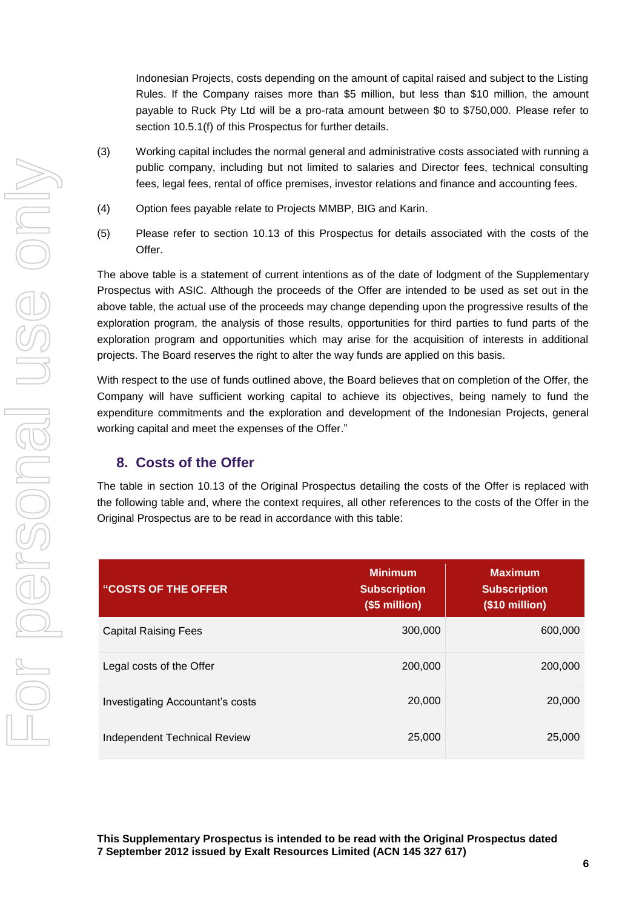Indonesian Projects, costs depending on the amount of capital raised and subject to the Listing Rules. If the Company raises more than $5 million, but less than $10 million, the amount payable to Ruck Pty Ltd will be a pro-rata amount between $0 to $750,000. Please refer to section 10.5.1(f) of this Prospectus for further details.

(3) Working capital includes the normal general and administrative costs associated with running a public company, including but not limited to salaries and Director fees, technical consulting fees, legal fees, rental of office premises, investor relations and finance and accounting fees.

(4) Option fees payable relate to Projects MMBP, BIG and Karin.

(5) Please refer to section 10.13 of this Prospectus for details associated with the costs of the Offer.

The above table is a statement of current intentions as of the date of lodgment of the Supplementary Prospectus with ASIC. Although the proceeds of the Offer are intended to be used as set out in the above table, the actual use of the proceeds may change depending upon the progressive results of the exploration program, the analysis of those results, opportunities for third parties to fund parts of the exploration program and opportunities which may arise for the acquisition of interests in additional projects. The Board reserves the right to alter the way funds are applied on this basis.

With respect to the use of funds outlined above, the Board believes that on completion of the Offer, the Company will have sufficient working capital to achieve its objectives, being namely to fund the expenditure commitments and the exploration and development of the Indonesian Projects, general working capital and meet the expenses of the Offer."

## 8. Costs of the Offer

The table in section 10.13 of the Original Prospectus detailing the costs of the Offer is replaced with the following table and, where the context requires, all other references to the costs of the Offer in the Original Prospectus are to be read in accordance with this table:

| "COSTS OF THE OFFER | Minimum Subscription ($5 million) | Maximum Subscription ($10 million) |
|---|---|---|
| Capital Raising Fees | 300,000 | 600,000 |
| Legal costs of the Offer | 200,000 | 200,000 |
| Investigating Accountant's costs | 20,000 | 20,000 |
| Independent Technical Review | 25,000 | 25,000 |

**This Supplementary Prospectus is intended to be read with the Original Prospectus dated 7 September 2012 issued by Exalt Resources Limited (ACN 145 327 617)**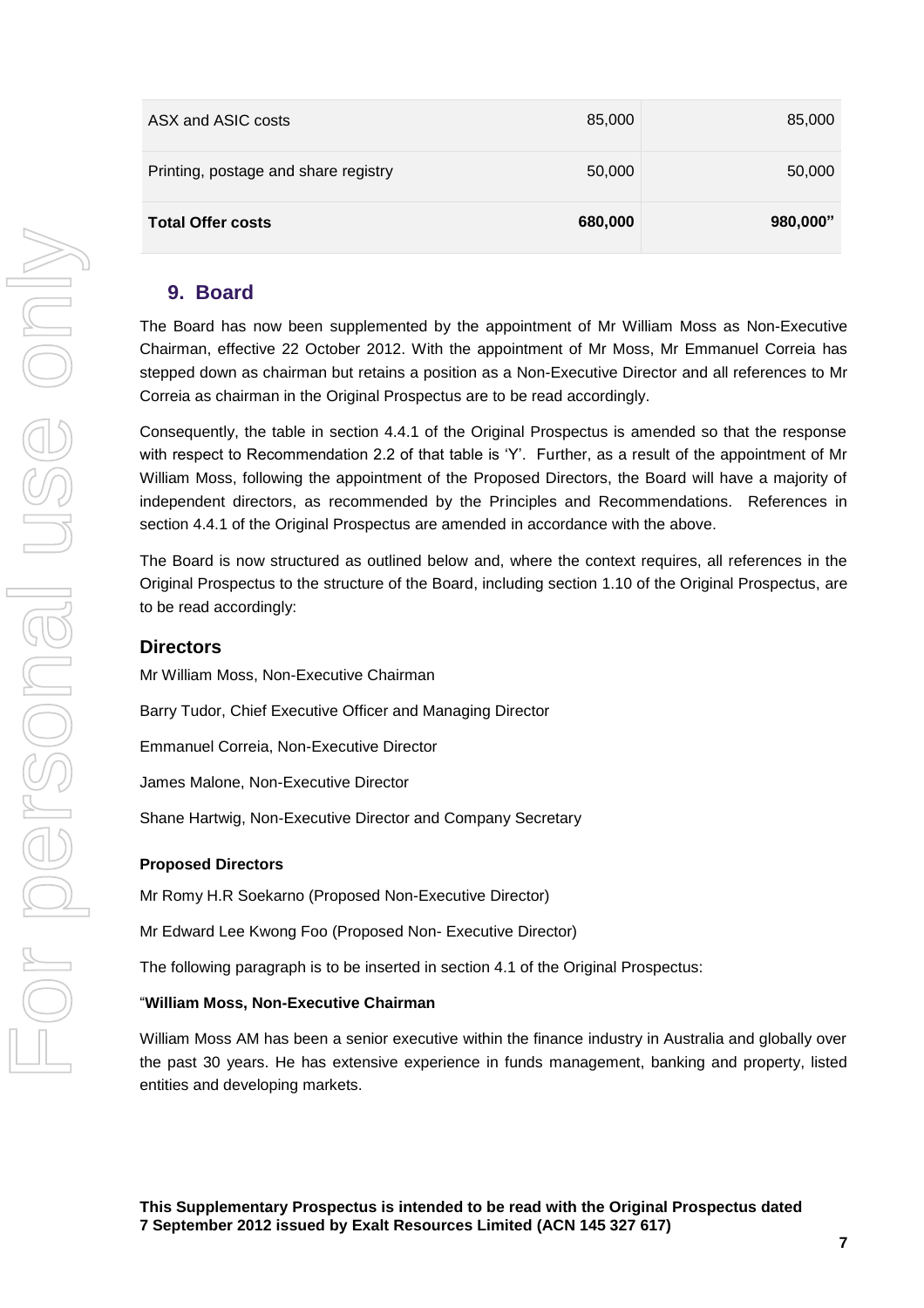| ASX and ASIC costs | 85,000 | 85,000 |
|---|---|---|
| Printing, postage and share registry | 50,000 | 50,000 |
| **Total Offer costs** | **680,000** | **980,000"** |

## 9. Board

The Board has now been supplemented by the appointment of Mr William Moss as Non-Executive Chairman, effective 22 October 2012. With the appointment of Mr Moss, Mr Emmanuel Correia has stepped down as chairman but retains a position as a Non-Executive Director and all references to Mr Correia as chairman in the Original Prospectus are to be read accordingly.

Consequently, the table in section 4.4.1 of the Original Prospectus is amended so that the response with respect to Recommendation 2.2 of that table is 'Y'. Further, as a result of the appointment of Mr William Moss, following the appointment of the Proposed Directors, the Board will have a majority of independent directors, as recommended by the Principles and Recommendations. References in section 4.4.1 of the Original Prospectus are amended in accordance with the above.

The Board is now structured as outlined below and, where the context requires, all references in the Original Prospectus to the structure of the Board, including section 1.10 of the Original Prospectus, are to be read accordingly:

### Directors

Mr William Moss, Non-Executive Chairman

Barry Tudor, Chief Executive Officer and Managing Director

Emmanuel Correia, Non-Executive Director

James Malone, Non-Executive Director

Shane Hartwig, Non-Executive Director and Company Secretary

**Proposed Directors**

Mr Romy H.R Soekarno (Proposed Non-Executive Director)

Mr Edward Lee Kwong Foo (Proposed Non- Executive Director)

The following paragraph is to be inserted in section 4.1 of the Original Prospectus:

"**William Moss, Non-Executive Chairman**

William Moss AM has been a senior executive within the finance industry in Australia and globally over the past 30 years. He has extensive experience in funds management, banking and property, listed entities and developing markets.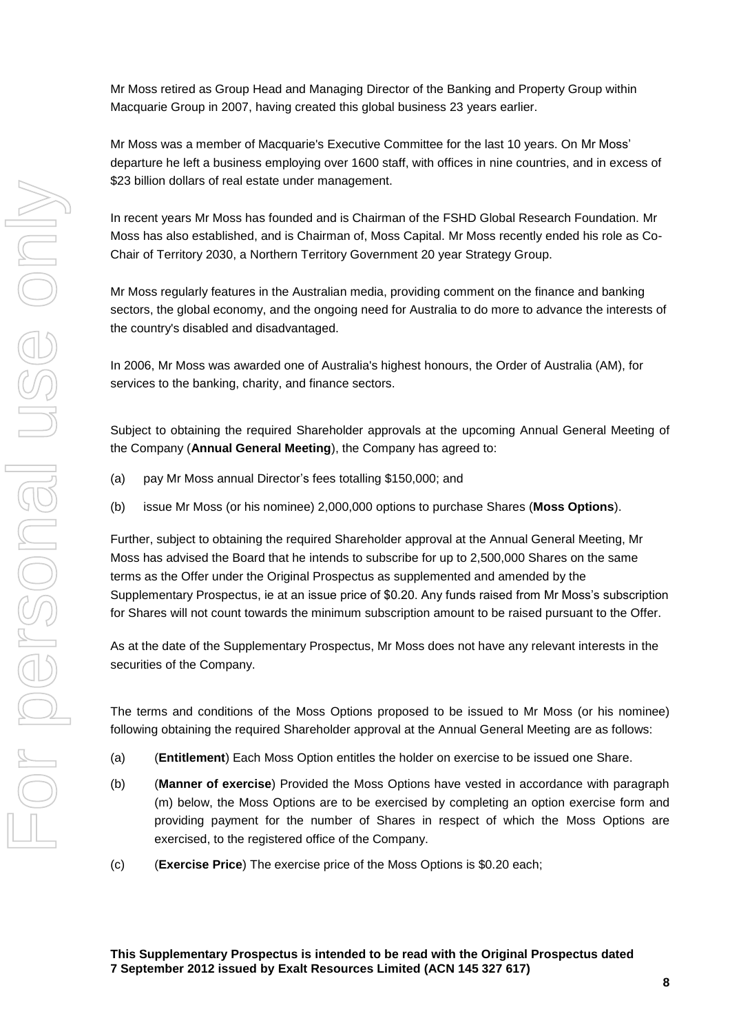Mr Moss retired as Group Head and Managing Director of the Banking and Property Group within Macquarie Group in 2007, having created this global business 23 years earlier.

Mr Moss was a member of Macquarie's Executive Committee for the last 10 years. On Mr Moss' departure he left a business employing over 1600 staff, with offices in nine countries, and in excess of $23 billion dollars of real estate under management.

In recent years Mr Moss has founded and is Chairman of the FSHD Global Research Foundation. Mr Moss has also established, and is Chairman of, Moss Capital. Mr Moss recently ended his role as Co-Chair of Territory 2030, a Northern Territory Government 20 year Strategy Group.

Mr Moss regularly features in the Australian media, providing comment on the finance and banking sectors, the global economy, and the ongoing need for Australia to do more to advance the interests of the country's disabled and disadvantaged.

In 2006, Mr Moss was awarded one of Australia's highest honours, the Order of Australia (AM), for services to the banking, charity, and finance sectors.

Subject to obtaining the required Shareholder approvals at the upcoming Annual General Meeting of the Company (**Annual General Meeting**), the Company has agreed to:

(a) pay Mr Moss annual Director's fees totalling $150,000; and

(b) issue Mr Moss (or his nominee) 2,000,000 options to purchase Shares (**Moss Options**).

Further, subject to obtaining the required Shareholder approval at the Annual General Meeting, Mr Moss has advised the Board that he intends to subscribe for up to 2,500,000 Shares on the same terms as the Offer under the Original Prospectus as supplemented and amended by the Supplementary Prospectus, ie at an issue price of $0.20. Any funds raised from Mr Moss's subscription for Shares will not count towards the minimum subscription amount to be raised pursuant to the Offer.

As at the date of the Supplementary Prospectus, Mr Moss does not have any relevant interests in the securities of the Company.

The terms and conditions of the Moss Options proposed to be issued to Mr Moss (or his nominee) following obtaining the required Shareholder approval at the Annual General Meeting are as follows:

(a) (**Entitlement**) Each Moss Option entitles the holder on exercise to be issued one Share.

(b) (**Manner of exercise**) Provided the Moss Options have vested in accordance with paragraph (m) below, the Moss Options are to be exercised by completing an option exercise form and providing payment for the number of Shares in respect of which the Moss Options are exercised, to the registered office of the Company.

(c) (**Exercise Price**) The exercise price of the Moss Options is $0.20 each;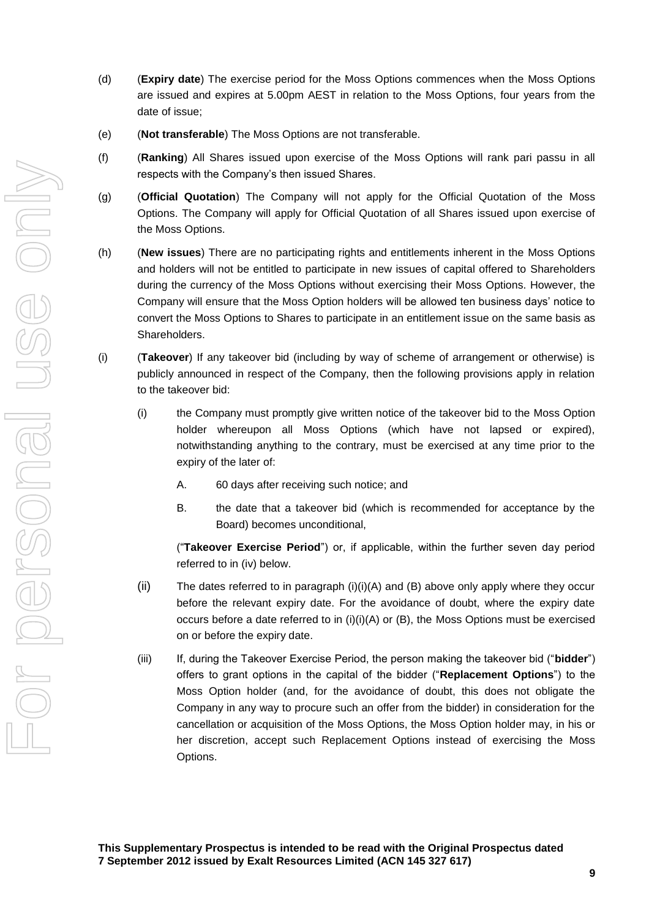(d) (**Expiry date**) The exercise period for the Moss Options commences when the Moss Options are issued and expires at 5.00pm AEST in relation to the Moss Options, four years from the date of issue;

(e) (**Not transferable**) The Moss Options are not transferable.

(f) (**Ranking**) All Shares issued upon exercise of the Moss Options will rank pari passu in all respects with the Company's then issued Shares.

(g) (**Official Quotation**) The Company will not apply for the Official Quotation of the Moss Options. The Company will apply for Official Quotation of all Shares issued upon exercise of the Moss Options.

(h) (**New issues**) There are no participating rights and entitlements inherent in the Moss Options and holders will not be entitled to participate in new issues of capital offered to Shareholders during the currency of the Moss Options without exercising their Moss Options. However, the Company will ensure that the Moss Option holders will be allowed ten business days' notice to convert the Moss Options to Shares to participate in an entitlement issue on the same basis as Shareholders.

(i) (**Takeover**) If any takeover bid (including by way of scheme of arrangement or otherwise) is publicly announced in respect of the Company, then the following provisions apply in relation to the takeover bid:

   (i) the Company must promptly give written notice of the takeover bid to the Moss Option holder whereupon all Moss Options (which have not lapsed or expired), notwithstanding anything to the contrary, must be exercised at any time prior to the expiry of the later of:

      A. 60 days after receiving such notice; and

      B. the date that a takeover bid (which is recommended for acceptance by the Board) becomes unconditional,

   ("**Takeover Exercise Period**") or, if applicable, within the further seven day period referred to in (iv) below.

   (ii) The dates referred to in paragraph (i)(i)(A) and (B) above only apply where they occur before the relevant expiry date. For the avoidance of doubt, where the expiry date occurs before a date referred to in (i)(i)(A) or (B), the Moss Options must be exercised on or before the expiry date.

   (iii) If, during the Takeover Exercise Period, the person making the takeover bid ("**bidder**") offers to grant options in the capital of the bidder ("**Replacement Options**") to the Moss Option holder (and, for the avoidance of doubt, this does not obligate the Company in any way to procure such an offer from the bidder) in consideration for the cancellation or acquisition of the Moss Options, the Moss Option holder may, in his or her discretion, accept such Replacement Options instead of exercising the Moss Options.

**This Supplementary Prospectus is intended to be read with the Original Prospectus dated 7 September 2012 issued by Exalt Resources Limited (ACN 145 327 617)**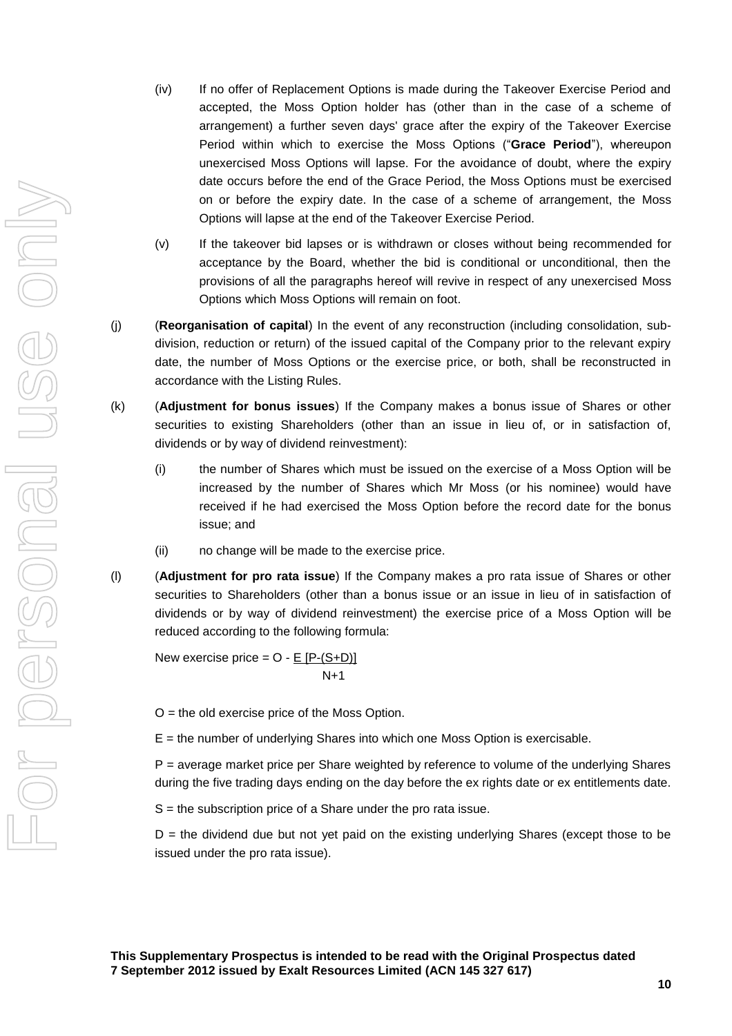(iv) If no offer of Replacement Options is made during the Takeover Exercise Period and accepted, the Moss Option holder has (other than in the case of a scheme of arrangement) a further seven days' grace after the expiry of the Takeover Exercise Period within which to exercise the Moss Options ("**Grace Period**"), whereupon unexercised Moss Options will lapse. For the avoidance of doubt, where the expiry date occurs before the end of the Grace Period, the Moss Options must be exercised on or before the expiry date. In the case of a scheme of arrangement, the Moss Options will lapse at the end of the Takeover Exercise Period.

(v) If the takeover bid lapses or is withdrawn or closes without being recommended for acceptance by the Board, whether the bid is conditional or unconditional, then the provisions of all the paragraphs hereof will revive in respect of any unexercised Moss Options which Moss Options will remain on foot.

(j) (**Reorganisation of capital**) In the event of any reconstruction (including consolidation, sub-division, reduction or return) of the issued capital of the Company prior to the relevant expiry date, the number of Moss Options or the exercise price, or both, shall be reconstructed in accordance with the Listing Rules.

(k) (**Adjustment for bonus issues**) If the Company makes a bonus issue of Shares or other securities to existing Shareholders (other than an issue in lieu of, or in satisfaction of, dividends or by way of dividend reinvestment):

(i) the number of Shares which must be issued on the exercise of a Moss Option will be increased by the number of Shares which Mr Moss (or his nominee) would have received if he had exercised the Moss Option before the record date for the bonus issue; and

(ii) no change will be made to the exercise price.

(l) (**Adjustment for pro rata issue**) If the Company makes a pro rata issue of Shares or other securities to Shareholders (other than a bonus issue or an issue in lieu of in satisfaction of dividends or by way of dividend reinvestment) the exercise price of a Moss Option will be reduced according to the following formula:

$$\text{New exercise price} = O - \frac{E\,[P-(S+D)]}{N+1}$$

O = the old exercise price of the Moss Option.

E = the number of underlying Shares into which one Moss Option is exercisable.

P = average market price per Share weighted by reference to volume of the underlying Shares during the five trading days ending on the day before the ex rights date or ex entitlements date.

S = the subscription price of a Share under the pro rata issue.

D = the dividend due but not yet paid on the existing underlying Shares (except those to be issued under the pro rata issue).

**This Supplementary Prospectus is intended to be read with the Original Prospectus dated 7 September 2012 issued by Exalt Resources Limited (ACN 145 327 617)**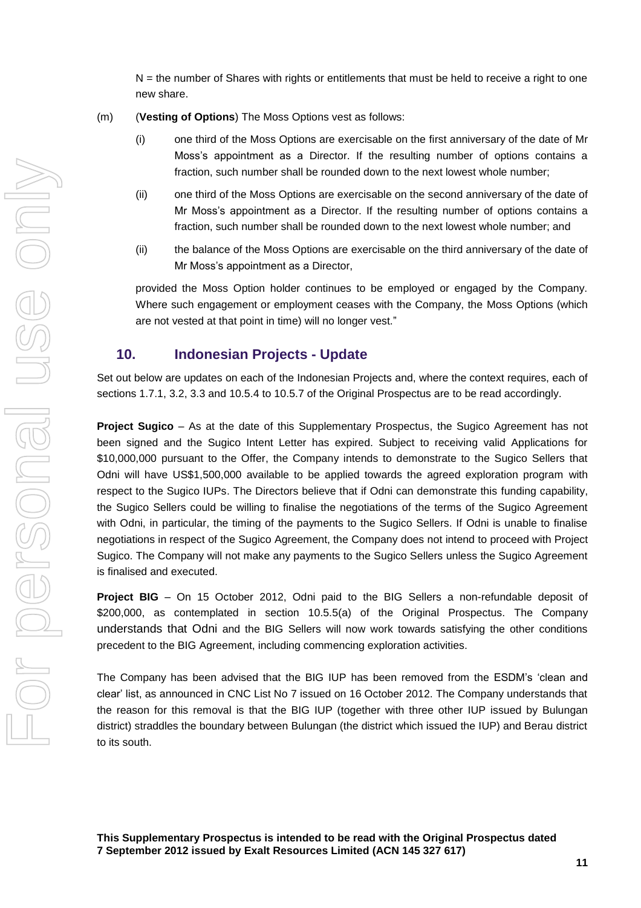N = the number of Shares with rights or entitlements that must be held to receive a right to one new share.

(m) (**Vesting of Options**) The Moss Options vest as follows:

(i) one third of the Moss Options are exercisable on the first anniversary of the date of Mr Moss's appointment as a Director. If the resulting number of options contains a fraction, such number shall be rounded down to the next lowest whole number;

(ii) one third of the Moss Options are exercisable on the second anniversary of the date of Mr Moss's appointment as a Director. If the resulting number of options contains a fraction, such number shall be rounded down to the next lowest whole number; and

(ii) the balance of the Moss Options are exercisable on the third anniversary of the date of Mr Moss's appointment as a Director,

provided the Moss Option holder continues to be employed or engaged by the Company. Where such engagement or employment ceases with the Company, the Moss Options (which are not vested at that point in time) will no longer vest."

## 10. Indonesian Projects - Update

Set out below are updates on each of the Indonesian Projects and, where the context requires, each of sections 1.7.1, 3.2, 3.3 and 10.5.4 to 10.5.7 of the Original Prospectus are to be read accordingly.

**Project Sugico** – As at the date of this Supplementary Prospectus, the Sugico Agreement has not been signed and the Sugico Intent Letter has expired. Subject to receiving valid Applications for $10,000,000 pursuant to the Offer, the Company intends to demonstrate to the Sugico Sellers that Odni will have US$1,500,000 available to be applied towards the agreed exploration program with respect to the Sugico IUPs. The Directors believe that if Odni can demonstrate this funding capability, the Sugico Sellers could be willing to finalise the negotiations of the terms of the Sugico Agreement with Odni, in particular, the timing of the payments to the Sugico Sellers. If Odni is unable to finalise negotiations in respect of the Sugico Agreement, the Company does not intend to proceed with Project Sugico. The Company will not make any payments to the Sugico Sellers unless the Sugico Agreement is finalised and executed.

**Project BIG** – On 15 October 2012, Odni paid to the BIG Sellers a non-refundable deposit of $200,000, as contemplated in section 10.5.5(a) of the Original Prospectus. The Company understands that Odni and the BIG Sellers will now work towards satisfying the other conditions precedent to the BIG Agreement, including commencing exploration activities.

The Company has been advised that the BIG IUP has been removed from the ESDM's 'clean and clear' list, as announced in CNC List No 7 issued on 16 October 2012. The Company understands that the reason for this removal is that the BIG IUP (together with three other IUP issued by Bulungan district) straddles the boundary between Bulungan (the district which issued the IUP) and Berau district to its south.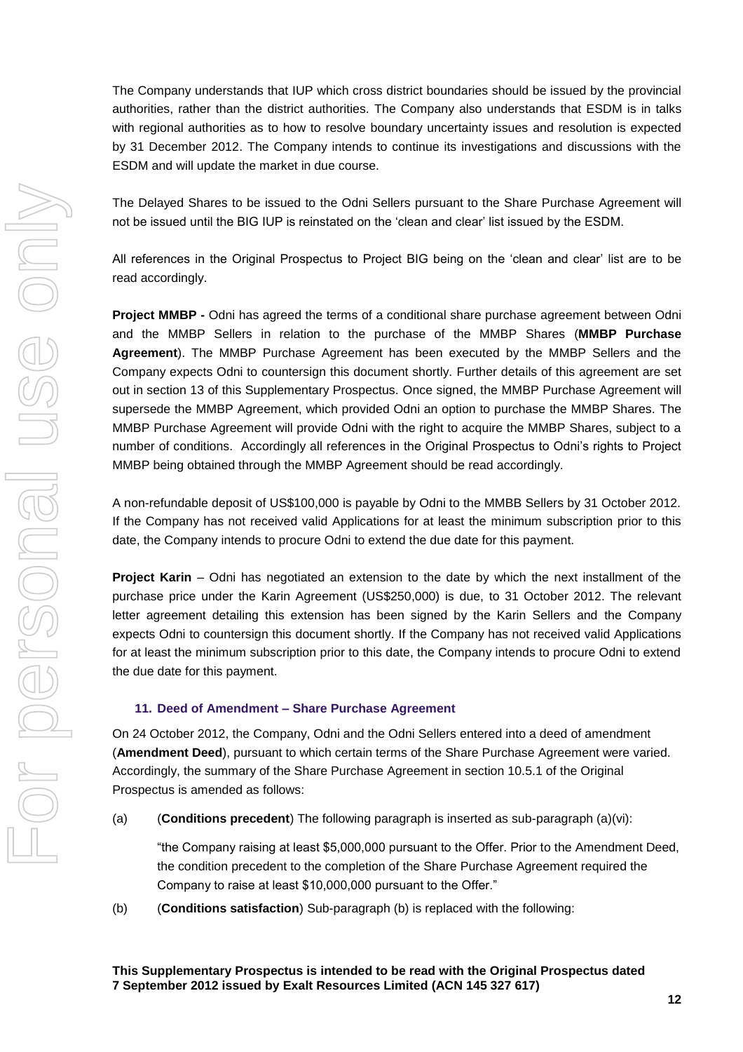The Company understands that IUP which cross district boundaries should be issued by the provincial authorities, rather than the district authorities. The Company also understands that ESDM is in talks with regional authorities as to how to resolve boundary uncertainty issues and resolution is expected by 31 December 2012. The Company intends to continue its investigations and discussions with the ESDM and will update the market in due course.

The Delayed Shares to be issued to the Odni Sellers pursuant to the Share Purchase Agreement will not be issued until the BIG IUP is reinstated on the 'clean and clear' list issued by the ESDM.

All references in the Original Prospectus to Project BIG being on the 'clean and clear' list are to be read accordingly.

**Project MMBP -** Odni has agreed the terms of a conditional share purchase agreement between Odni and the MMBP Sellers in relation to the purchase of the MMBP Shares (**MMBP Purchase Agreement**). The MMBP Purchase Agreement has been executed by the MMBP Sellers and the Company expects Odni to countersign this document shortly. Further details of this agreement are set out in section 13 of this Supplementary Prospectus. Once signed, the MMBP Purchase Agreement will supersede the MMBP Agreement, which provided Odni an option to purchase the MMBP Shares. The MMBP Purchase Agreement will provide Odni with the right to acquire the MMBP Shares, subject to a number of conditions. Accordingly all references in the Original Prospectus to Odni's rights to Project MMBP being obtained through the MMBP Agreement should be read accordingly.

A non-refundable deposit of US$100,000 is payable by Odni to the MMBB Sellers by 31 October 2012. If the Company has not received valid Applications for at least the minimum subscription prior to this date, the Company intends to procure Odni to extend the due date for this payment.

**Project Karin** – Odni has negotiated an extension to the date by which the next installment of the purchase price under the Karin Agreement (US$250,000) is due, to 31 October 2012. The relevant letter agreement detailing this extension has been signed by the Karin Sellers and the Company expects Odni to countersign this document shortly. If the Company has not received valid Applications for at least the minimum subscription prior to this date, the Company intends to procure Odni to extend the due date for this payment.

### 11. Deed of Amendment – Share Purchase Agreement

On 24 October 2012, the Company, Odni and the Odni Sellers entered into a deed of amendment (**Amendment Deed**), pursuant to which certain terms of the Share Purchase Agreement were varied. Accordingly, the summary of the Share Purchase Agreement in section 10.5.1 of the Original Prospectus is amended as follows:

(a) (**Conditions precedent**) The following paragraph is inserted as sub-paragraph (a)(vi):

"the Company raising at least $5,000,000 pursuant to the Offer. Prior to the Amendment Deed, the condition precedent to the completion of the Share Purchase Agreement required the Company to raise at least $10,000,000 pursuant to the Offer."

(b) (**Conditions satisfaction**) Sub-paragraph (b) is replaced with the following:

**This Supplementary Prospectus is intended to be read with the Original Prospectus dated 7 September 2012 issued by Exalt Resources Limited (ACN 145 327 617)**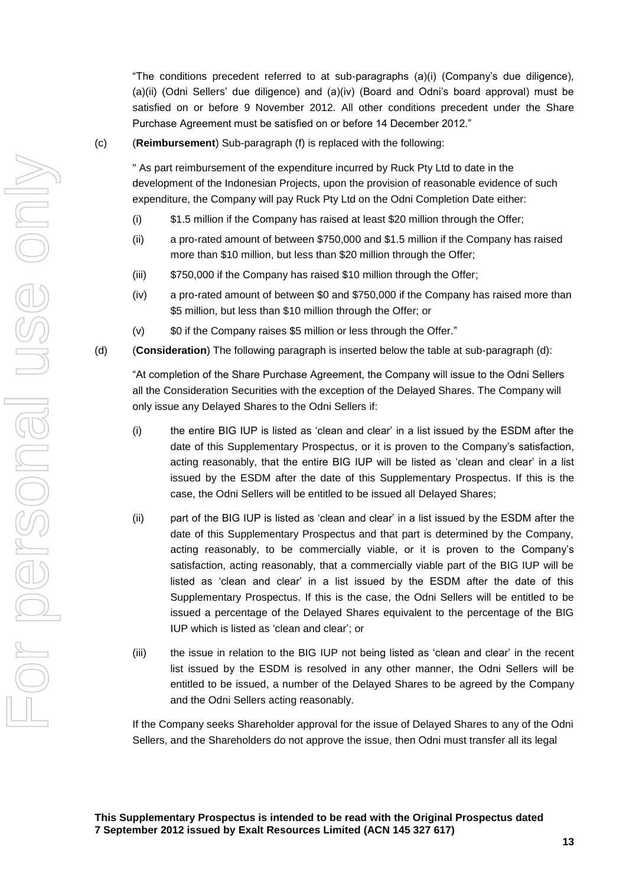"The conditions precedent referred to at sub-paragraphs (a)(i) (Company's due diligence), (a)(ii) (Odni Sellers' due diligence) and (a)(iv) (Board and Odni's board approval) must be satisfied on or before 9 November 2012. All other conditions precedent under the Share Purchase Agreement must be satisfied on or before 14 December 2012."

(c) (**Reimbursement**) Sub-paragraph (f) is replaced with the following:

" As part reimbursement of the expenditure incurred by Ruck Pty Ltd to date in the development of the Indonesian Projects, upon the provision of reasonable evidence of such expenditure, the Company will pay Ruck Pty Ltd on the Odni Completion Date either:

- (i) $1.5 million if the Company has raised at least $20 million through the Offer;
- (ii) a pro-rated amount of between $750,000 and $1.5 million if the Company has raised more than $10 million, but less than $20 million through the Offer;
- (iii) $750,000 if the Company has raised $10 million through the Offer;
- (iv) a pro-rated amount of between $0 and $750,000 if the Company has raised more than $5 million, but less than $10 million through the Offer; or
- (v) $0 if the Company raises $5 million or less through the Offer."

(d) (**Consideration**) The following paragraph is inserted below the table at sub-paragraph (d):

"At completion of the Share Purchase Agreement, the Company will issue to the Odni Sellers all the Consideration Securities with the exception of the Delayed Shares. The Company will only issue any Delayed Shares to the Odni Sellers if:

- (i) the entire BIG IUP is listed as 'clean and clear' in a list issued by the ESDM after the date of this Supplementary Prospectus, or it is proven to the Company's satisfaction, acting reasonably, that the entire BIG IUP will be listed as 'clean and clear' in a list issued by the ESDM after the date of this Supplementary Prospectus. If this is the case, the Odni Sellers will be entitled to be issued all Delayed Shares;
- (ii) part of the BIG IUP is listed as 'clean and clear' in a list issued by the ESDM after the date of this Supplementary Prospectus and that part is determined by the Company, acting reasonably, to be commercially viable, or it is proven to the Company's satisfaction, acting reasonably, that a commercially viable part of the BIG IUP will be listed as 'clean and clear' in a list issued by the ESDM after the date of this Supplementary Prospectus. If this is the case, the Odni Sellers will be entitled to be issued a percentage of the Delayed Shares equivalent to the percentage of the BIG IUP which is listed as 'clean and clear'; or
- (iii) the issue in relation to the BIG IUP not being listed as 'clean and clear' in the recent list issued by the ESDM is resolved in any other manner, the Odni Sellers will be entitled to be issued, a number of the Delayed Shares to be agreed by the Company and the Odni Sellers acting reasonably.

If the Company seeks Shareholder approval for the issue of Delayed Shares to any of the Odni Sellers, and the Shareholders do not approve the issue, then Odni must transfer all its legal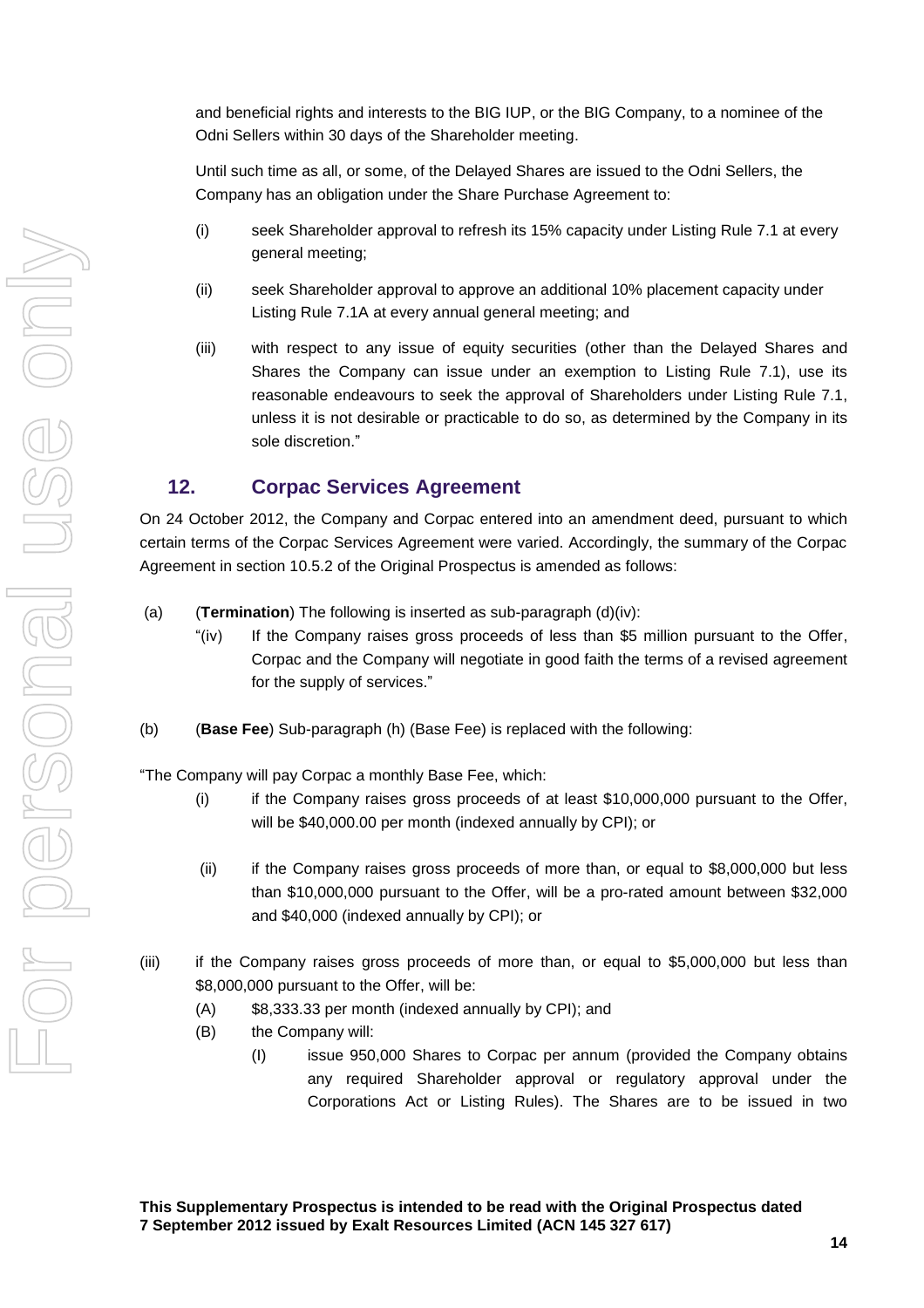and beneficial rights and interests to the BIG IUP, or the BIG Company, to a nominee of the Odni Sellers within 30 days of the Shareholder meeting.

Until such time as all, or some, of the Delayed Shares are issued to the Odni Sellers, the Company has an obligation under the Share Purchase Agreement to:

(i) seek Shareholder approval to refresh its 15% capacity under Listing Rule 7.1 at every general meeting;

(ii) seek Shareholder approval to approve an additional 10% placement capacity under Listing Rule 7.1A at every annual general meeting; and

(iii) with respect to any issue of equity securities (other than the Delayed Shares and Shares the Company can issue under an exemption to Listing Rule 7.1), use its reasonable endeavours to seek the approval of Shareholders under Listing Rule 7.1, unless it is not desirable or practicable to do so, as determined by the Company in its sole discretion."

## 12. Corpac Services Agreement

On 24 October 2012, the Company and Corpac entered into an amendment deed, pursuant to which certain terms of the Corpac Services Agreement were varied. Accordingly, the summary of the Corpac Agreement in section 10.5.2 of the Original Prospectus is amended as follows:

(a) (**Termination**) The following is inserted as sub-paragraph (d)(iv):

"(iv) If the Company raises gross proceeds of less than $5 million pursuant to the Offer, Corpac and the Company will negotiate in good faith the terms of a revised agreement for the supply of services."

(b) (**Base Fee**) Sub-paragraph (h) (Base Fee) is replaced with the following:

"The Company will pay Corpac a monthly Base Fee, which:

(i) if the Company raises gross proceeds of at least $10,000,000 pursuant to the Offer, will be $40,000.00 per month (indexed annually by CPI); or

(ii) if the Company raises gross proceeds of more than, or equal to $8,000,000 but less than $10,000,000 pursuant to the Offer, will be a pro-rated amount between $32,000 and $40,000 (indexed annually by CPI); or

(iii) if the Company raises gross proceeds of more than, or equal to $5,000,000 but less than $8,000,000 pursuant to the Offer, will be:

(A) $8,333.33 per month (indexed annually by CPI); and

(B) the Company will:

(I) issue 950,000 Shares to Corpac per annum (provided the Company obtains any required Shareholder approval or regulatory approval under the Corporations Act or Listing Rules). The Shares are to be issued in two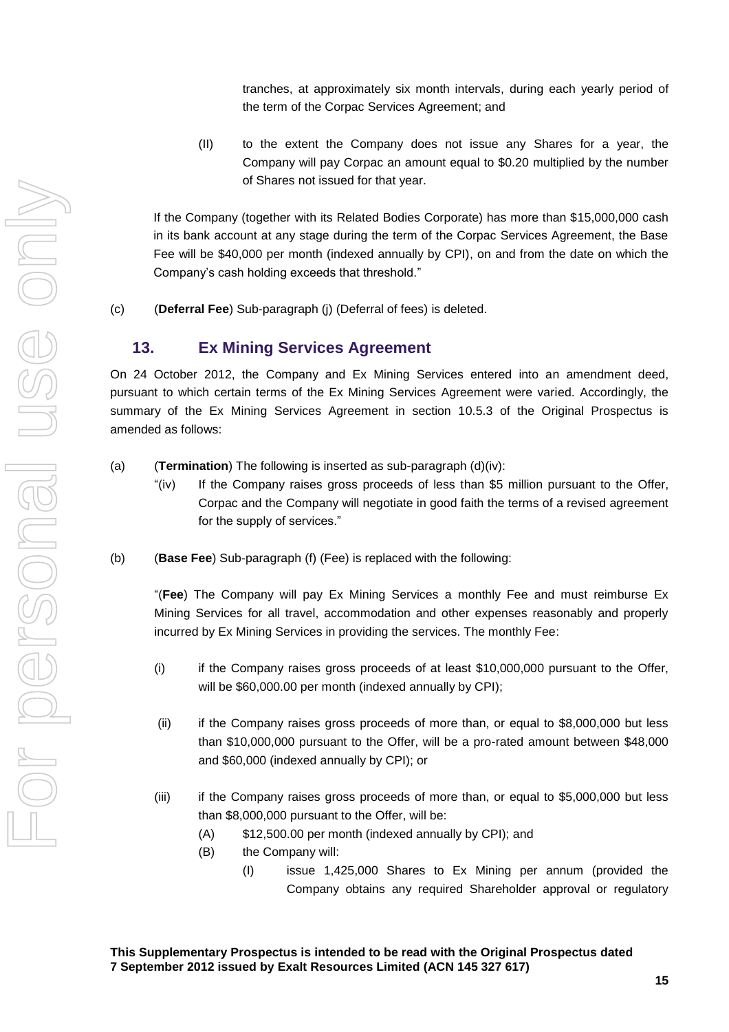tranches, at approximately six month intervals, during each yearly period of the term of the Corpac Services Agreement; and

(II) to the extent the Company does not issue any Shares for a year, the Company will pay Corpac an amount equal to $0.20 multiplied by the number of Shares not issued for that year.

If the Company (together with its Related Bodies Corporate) has more than $15,000,000 cash in its bank account at any stage during the term of the Corpac Services Agreement, the Base Fee will be $40,000 per month (indexed annually by CPI), on and from the date on which the Company's cash holding exceeds that threshold."

(c) (**Deferral Fee**) Sub-paragraph (j) (Deferral of fees) is deleted.

## 13. Ex Mining Services Agreement

On 24 October 2012, the Company and Ex Mining Services entered into an amendment deed, pursuant to which certain terms of the Ex Mining Services Agreement were varied. Accordingly, the summary of the Ex Mining Services Agreement in section 10.5.3 of the Original Prospectus is amended as follows:

(a) (**Termination**) The following is inserted as sub-paragraph (d)(iv):

"(iv) If the Company raises gross proceeds of less than $5 million pursuant to the Offer, Corpac and the Company will negotiate in good faith the terms of a revised agreement for the supply of services."

(b) (**Base Fee**) Sub-paragraph (f) (Fee) is replaced with the following:

"(**Fee**) The Company will pay Ex Mining Services a monthly Fee and must reimburse Ex Mining Services for all travel, accommodation and other expenses reasonably and properly incurred by Ex Mining Services in providing the services. The monthly Fee:

(i) if the Company raises gross proceeds of at least $10,000,000 pursuant to the Offer, will be $60,000.00 per month (indexed annually by CPI);

(ii) if the Company raises gross proceeds of more than, or equal to $8,000,000 but less than $10,000,000 pursuant to the Offer, will be a pro-rated amount between $48,000 and $60,000 (indexed annually by CPI); or

(iii) if the Company raises gross proceeds of more than, or equal to $5,000,000 but less than $8,000,000 pursuant to the Offer, will be:

(A) $12,500.00 per month (indexed annually by CPI); and

(B) the Company will:

(I) issue 1,425,000 Shares to Ex Mining per annum (provided the Company obtains any required Shareholder approval or regulatory

**This Supplementary Prospectus is intended to be read with the Original Prospectus dated 7 September 2012 issued by Exalt Resources Limited (ACN 145 327 617)**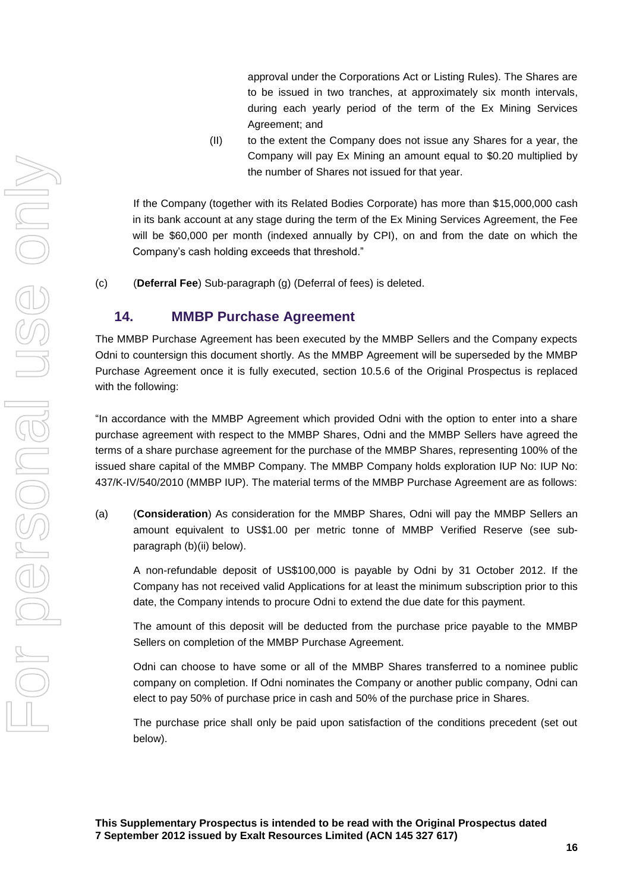approval under the Corporations Act or Listing Rules). The Shares are to be issued in two tranches, at approximately six month intervals, during each yearly period of the term of the Ex Mining Services Agreement; and

(II) to the extent the Company does not issue any Shares for a year, the Company will pay Ex Mining an amount equal to $0.20 multiplied by the number of Shares not issued for that year.

If the Company (together with its Related Bodies Corporate) has more than $15,000,000 cash in its bank account at any stage during the term of the Ex Mining Services Agreement, the Fee will be $60,000 per month (indexed annually by CPI), on and from the date on which the Company's cash holding exceeds that threshold."

(c) (**Deferral Fee**) Sub-paragraph (g) (Deferral of fees) is deleted.

## 14. MMBP Purchase Agreement

The MMBP Purchase Agreement has been executed by the MMBP Sellers and the Company expects Odni to countersign this document shortly. As the MMBP Agreement will be superseded by the MMBP Purchase Agreement once it is fully executed, section 10.5.6 of the Original Prospectus is replaced with the following:

"In accordance with the MMBP Agreement which provided Odni with the option to enter into a share purchase agreement with respect to the MMBP Shares, Odni and the MMBP Sellers have agreed the terms of a share purchase agreement for the purchase of the MMBP Shares, representing 100% of the issued share capital of the MMBP Company. The MMBP Company holds exploration IUP No: IUP No: 437/K-IV/540/2010 (MMBP IUP). The material terms of the MMBP Purchase Agreement are as follows:

(a) (**Consideration**) As consideration for the MMBP Shares, Odni will pay the MMBP Sellers an amount equivalent to US$1.00 per metric tonne of MMBP Verified Reserve (see sub-paragraph (b)(ii) below).

A non-refundable deposit of US$100,000 is payable by Odni by 31 October 2012. If the Company has not received valid Applications for at least the minimum subscription prior to this date, the Company intends to procure Odni to extend the due date for this payment.

The amount of this deposit will be deducted from the purchase price payable to the MMBP Sellers on completion of the MMBP Purchase Agreement.

Odni can choose to have some or all of the MMBP Shares transferred to a nominee public company on completion. If Odni nominates the Company or another public company, Odni can elect to pay 50% of purchase price in cash and 50% of the purchase price in Shares.

The purchase price shall only be paid upon satisfaction of the conditions precedent (set out below).

**This Supplementary Prospectus is intended to be read with the Original Prospectus dated 7 September 2012 issued by Exalt Resources Limited (ACN 145 327 617)**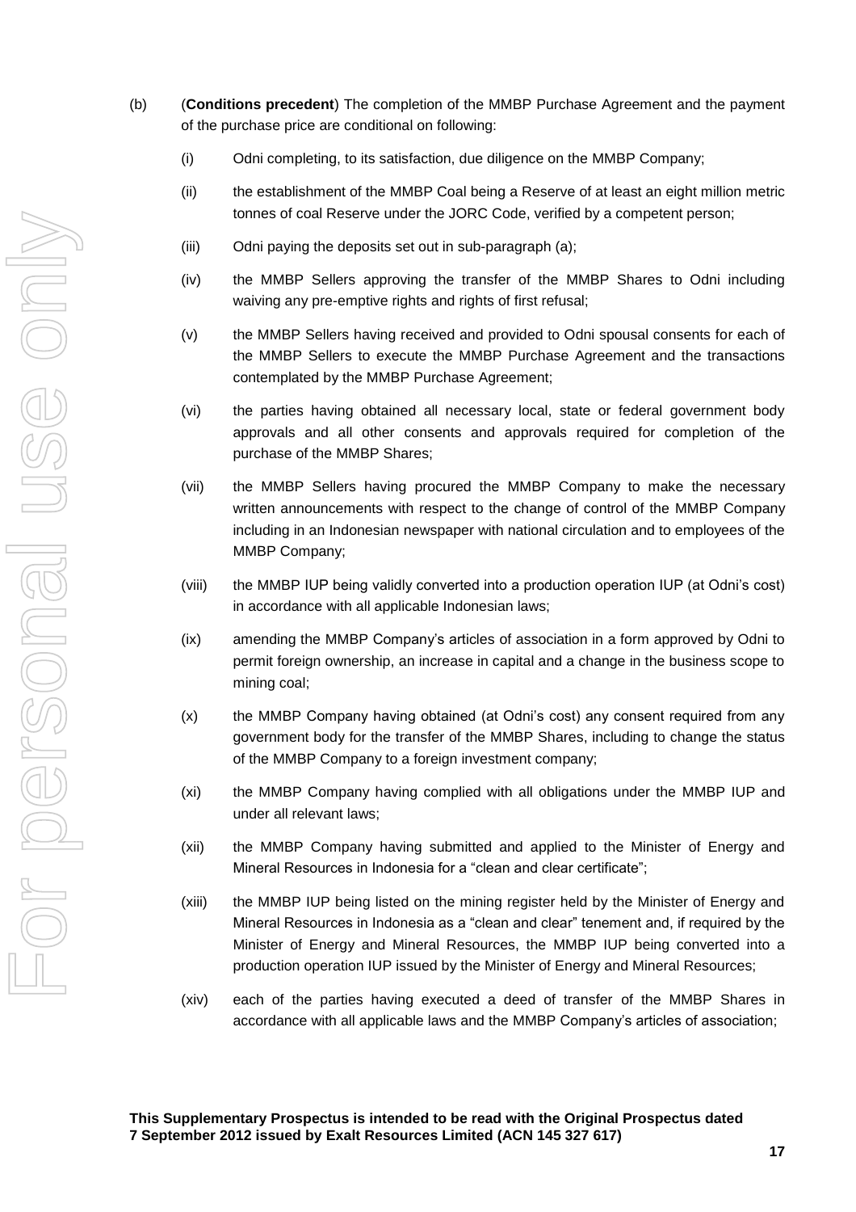(b) (**Conditions precedent**) The completion of the MMBP Purchase Agreement and the payment of the purchase price are conditional on following:

(i) Odni completing, to its satisfaction, due diligence on the MMBP Company;

(ii) the establishment of the MMBP Coal being a Reserve of at least an eight million metric tonnes of coal Reserve under the JORC Code, verified by a competent person;

(iii) Odni paying the deposits set out in sub-paragraph (a);

(iv) the MMBP Sellers approving the transfer of the MMBP Shares to Odni including waiving any pre-emptive rights and rights of first refusal;

(v) the MMBP Sellers having received and provided to Odni spousal consents for each of the MMBP Sellers to execute the MMBP Purchase Agreement and the transactions contemplated by the MMBP Purchase Agreement;

(vi) the parties having obtained all necessary local, state or federal government body approvals and all other consents and approvals required for completion of the purchase of the MMBP Shares;

(vii) the MMBP Sellers having procured the MMBP Company to make the necessary written announcements with respect to the change of control of the MMBP Company including in an Indonesian newspaper with national circulation and to employees of the MMBP Company;

(viii) the MMBP IUP being validly converted into a production operation IUP (at Odni's cost) in accordance with all applicable Indonesian laws;

(ix) amending the MMBP Company's articles of association in a form approved by Odni to permit foreign ownership, an increase in capital and a change in the business scope to mining coal;

(x) the MMBP Company having obtained (at Odni's cost) any consent required from any government body for the transfer of the MMBP Shares, including to change the status of the MMBP Company to a foreign investment company;

(xi) the MMBP Company having complied with all obligations under the MMBP IUP and under all relevant laws;

(xii) the MMBP Company having submitted and applied to the Minister of Energy and Mineral Resources in Indonesia for a "clean and clear certificate";

(xiii) the MMBP IUP being listed on the mining register held by the Minister of Energy and Mineral Resources in Indonesia as a "clean and clear" tenement and, if required by the Minister of Energy and Mineral Resources, the MMBP IUP being converted into a production operation IUP issued by the Minister of Energy and Mineral Resources;

(xiv) each of the parties having executed a deed of transfer of the MMBP Shares in accordance with all applicable laws and the MMBP Company's articles of association;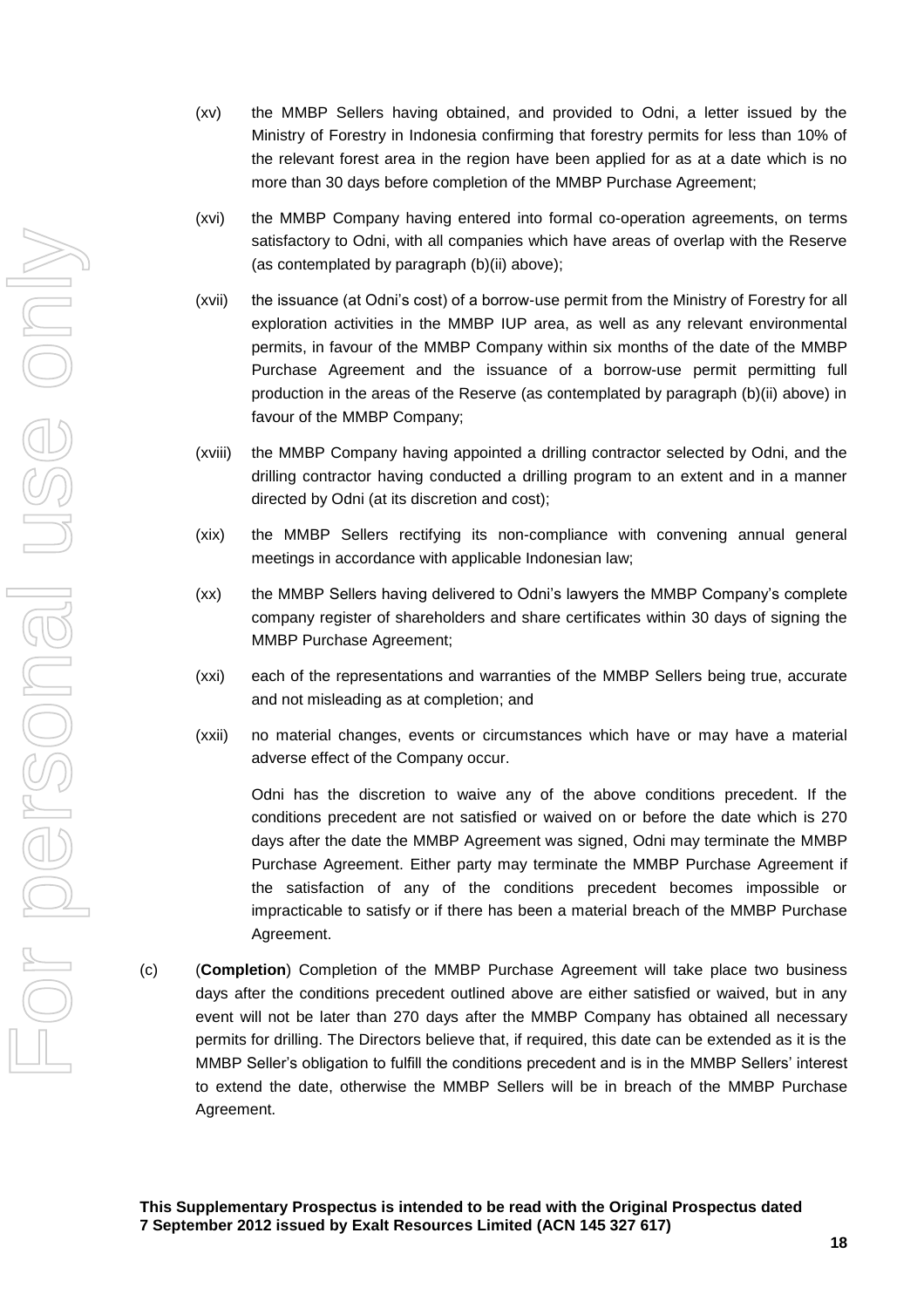(xv) the MMBP Sellers having obtained, and provided to Odni, a letter issued by the Ministry of Forestry in Indonesia confirming that forestry permits for less than 10% of the relevant forest area in the region have been applied for as at a date which is no more than 30 days before completion of the MMBP Purchase Agreement;

(xvi) the MMBP Company having entered into formal co-operation agreements, on terms satisfactory to Odni, with all companies which have areas of overlap with the Reserve (as contemplated by paragraph (b)(ii) above);

(xvii) the issuance (at Odni's cost) of a borrow-use permit from the Ministry of Forestry for all exploration activities in the MMBP IUP area, as well as any relevant environmental permits, in favour of the MMBP Company within six months of the date of the MMBP Purchase Agreement and the issuance of a borrow-use permit permitting full production in the areas of the Reserve (as contemplated by paragraph (b)(ii) above) in favour of the MMBP Company;

(xviii) the MMBP Company having appointed a drilling contractor selected by Odni, and the drilling contractor having conducted a drilling program to an extent and in a manner directed by Odni (at its discretion and cost);

(xix) the MMBP Sellers rectifying its non-compliance with convening annual general meetings in accordance with applicable Indonesian law;

(xx) the MMBP Sellers having delivered to Odni's lawyers the MMBP Company's complete company register of shareholders and share certificates within 30 days of signing the MMBP Purchase Agreement;

(xxi) each of the representations and warranties of the MMBP Sellers being true, accurate and not misleading as at completion; and

(xxii) no material changes, events or circumstances which have or may have a material adverse effect of the Company occur.

Odni has the discretion to waive any of the above conditions precedent. If the conditions precedent are not satisfied or waived on or before the date which is 270 days after the date the MMBP Agreement was signed, Odni may terminate the MMBP Purchase Agreement. Either party may terminate the MMBP Purchase Agreement if the satisfaction of any of the conditions precedent becomes impossible or impracticable to satisfy or if there has been a material breach of the MMBP Purchase Agreement.

(c) (**Completion**) Completion of the MMBP Purchase Agreement will take place two business days after the conditions precedent outlined above are either satisfied or waived, but in any event will not be later than 270 days after the MMBP Company has obtained all necessary permits for drilling. The Directors believe that, if required, this date can be extended as it is the MMBP Seller's obligation to fulfill the conditions precedent and is in the MMBP Sellers' interest to extend the date, otherwise the MMBP Sellers will be in breach of the MMBP Purchase Agreement.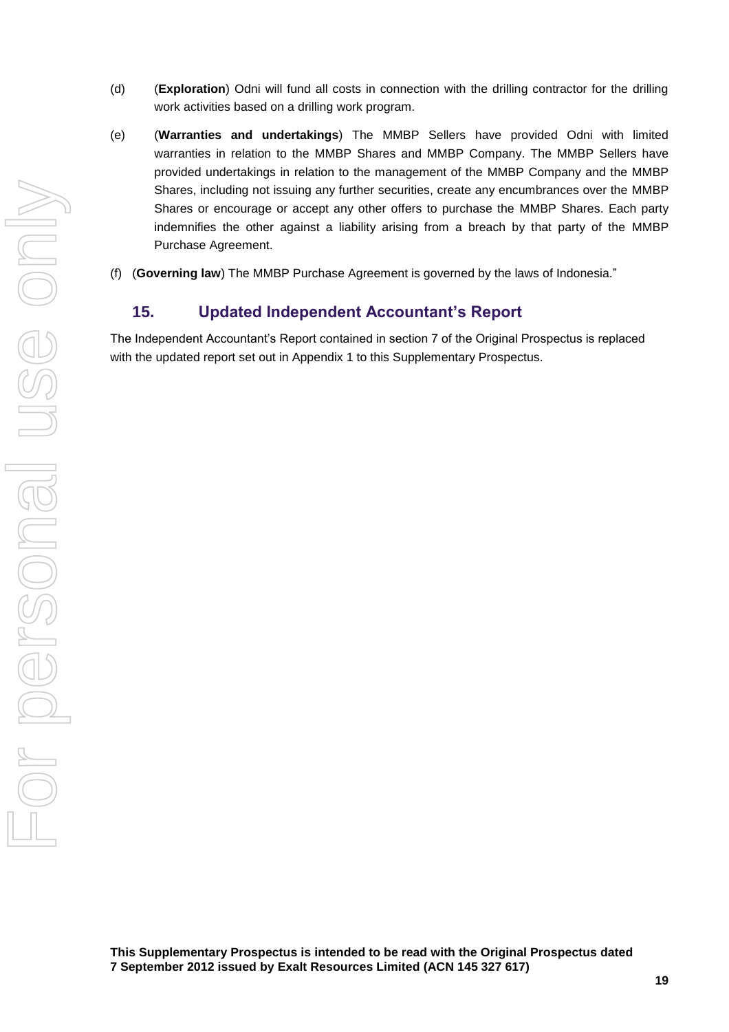(d) (**Exploration**) Odni will fund all costs in connection with the drilling contractor for the drilling work activities based on a drilling work program.

(e) (**Warranties and undertakings**) The MMBP Sellers have provided Odni with limited warranties in relation to the MMBP Shares and MMBP Company. The MMBP Sellers have provided undertakings in relation to the management of the MMBP Company and the MMBP Shares, including not issuing any further securities, create any encumbrances over the MMBP Shares or encourage or accept any other offers to purchase the MMBP Shares. Each party indemnifies the other against a liability arising from a breach by that party of the MMBP Purchase Agreement.

(f) (**Governing law**) The MMBP Purchase Agreement is governed by the laws of Indonesia."

## 15. Updated Independent Accountant's Report

The Independent Accountant's Report contained in section 7 of the Original Prospectus is replaced with the updated report set out in Appendix 1 to this Supplementary Prospectus.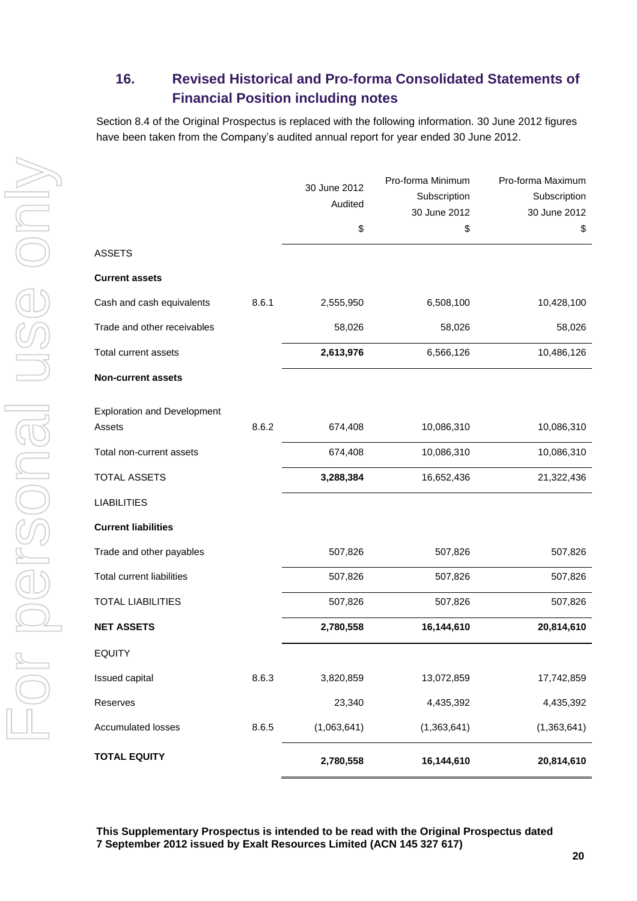## 16. Revised Historical and Pro-forma Consolidated Statements of Financial Position including notes

Section 8.4 of the Original Prospectus is replaced with the following information. 30 June 2012 figures have been taken from the Company's audited annual report for year ended 30 June 2012.

| | | 30 June 2012 Audited $ | Pro-forma Minimum Subscription 30 June 2012 $ | Pro-forma Maximum Subscription 30 June 2012 $ |
|---|---|---|---|---|
| ASSETS | | | | |
| **Current assets** | | | | |
| Cash and cash equivalents | 8.6.1 | 2,555,950 | 6,508,100 | 10,428,100 |
| Trade and other receivables | | 58,026 | 58,026 | 58,026 |
| Total current assets | | **2,613,976** | 6,566,126 | 10,486,126 |
| **Non-current assets** | | | | |
| Exploration and Development Assets | 8.6.2 | 674,408 | 10,086,310 | 10,086,310 |
| Total non-current assets | | 674,408 | 10,086,310 | 10,086,310 |
| TOTAL ASSETS | | **3,288,384** | 16,652,436 | 21,322,436 |
| LIABILITIES | | | | |
| **Current liabilities** | | | | |
| Trade and other payables | | 507,826 | 507,826 | 507,826 |
| Total current liabilities | | 507,826 | 507,826 | 507,826 |
| TOTAL LIABILITIES | | 507,826 | 507,826 | 507,826 |
| **NET ASSETS** | | **2,780,558** | **16,144,610** | **20,814,610** |
| EQUITY | | | | |
| Issued capital | 8.6.3 | 3,820,859 | 13,072,859 | 17,742,859 |
| Reserves | | 23,340 | 4,435,392 | 4,435,392 |
| Accumulated losses | 8.6.5 | (1,063,641) | (1,363,641) | (1,363,641) |
| **TOTAL EQUITY** | | **2,780,558** | **16,144,610** | **20,814,610** |

**This Supplementary Prospectus is intended to be read with the Original Prospectus dated 7 September 2012 issued by Exalt Resources Limited (ACN 145 327 617)**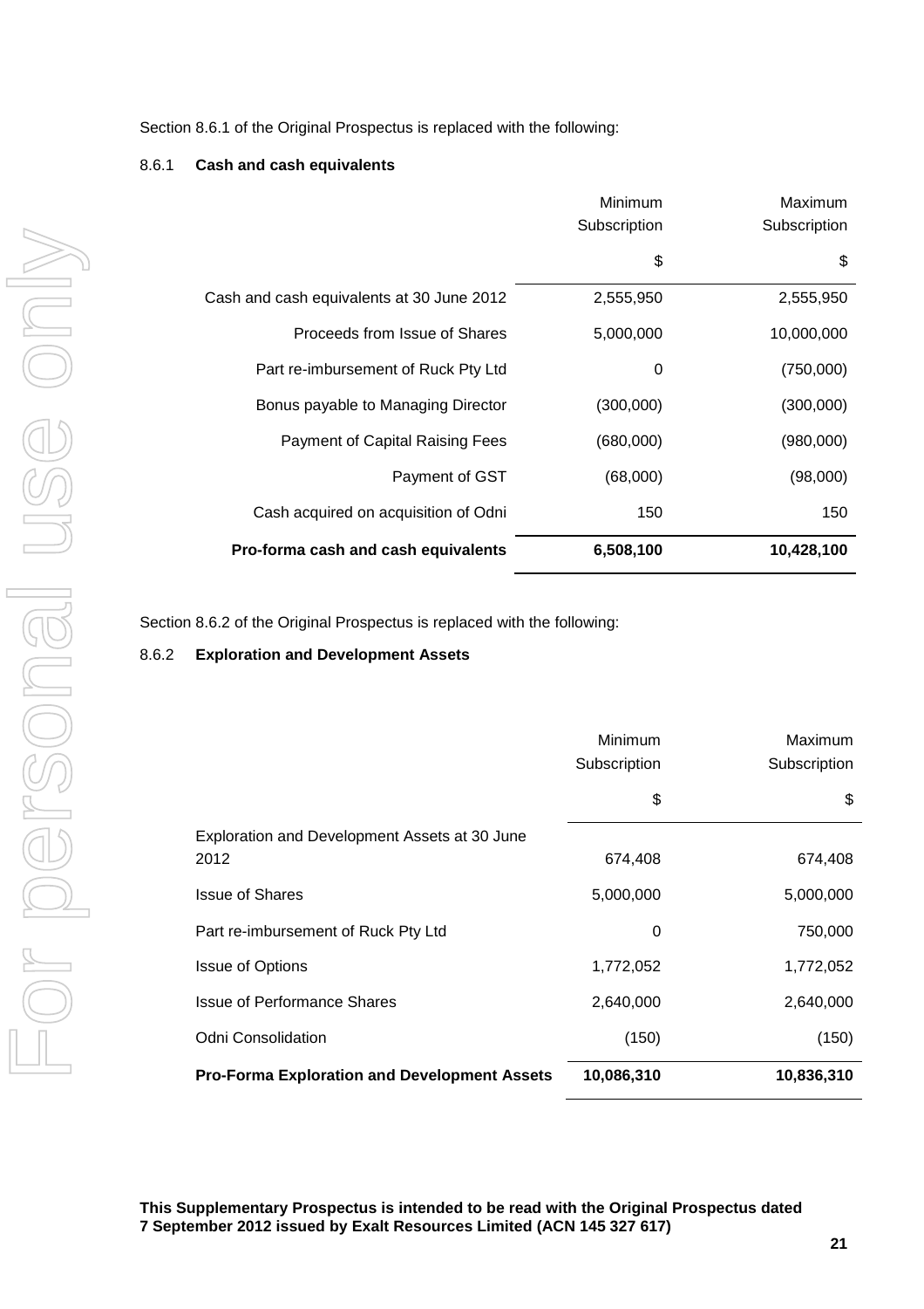Section 8.6.1 of the Original Prospectus is replaced with the following:

### 8.6.1 Cash and cash equivalents

| | Minimum Subscription | Maximum Subscription |
|---|---|---|
| | $ | $ |
| Cash and cash equivalents at 30 June 2012 | 2,555,950 | 2,555,950 |
| Proceeds from Issue of Shares | 5,000,000 | 10,000,000 |
| Part re-imbursement of Ruck Pty Ltd | 0 | (750,000) |
| Bonus payable to Managing Director | (300,000) | (300,000) |
| Payment of Capital Raising Fees | (680,000) | (980,000) |
| Payment of GST | (68,000) | (98,000) |
| Cash acquired on acquisition of Odni | 150 | 150 |
| **Pro-forma cash and cash equivalents** | **6,508,100** | **10,428,100** |

Section 8.6.2 of the Original Prospectus is replaced with the following:

### 8.6.2 Exploration and Development Assets

| | Minimum Subscription | Maximum Subscription |
|---|---|---|
| | $ | $ |
| Exploration and Development Assets at 30 June 2012 | 674,408 | 674,408 |
| Issue of Shares | 5,000,000 | 5,000,000 |
| Part re-imbursement of Ruck Pty Ltd | 0 | 750,000 |
| Issue of Options | 1,772,052 | 1,772,052 |
| Issue of Performance Shares | 2,640,000 | 2,640,000 |
| Odni Consolidation | (150) | (150) |
| **Pro-Forma Exploration and Development Assets** | **10,086,310** | **10,836,310** |

**This Supplementary Prospectus is intended to be read with the Original Prospectus dated 7 September 2012 issued by Exalt Resources Limited (ACN 145 327 617)**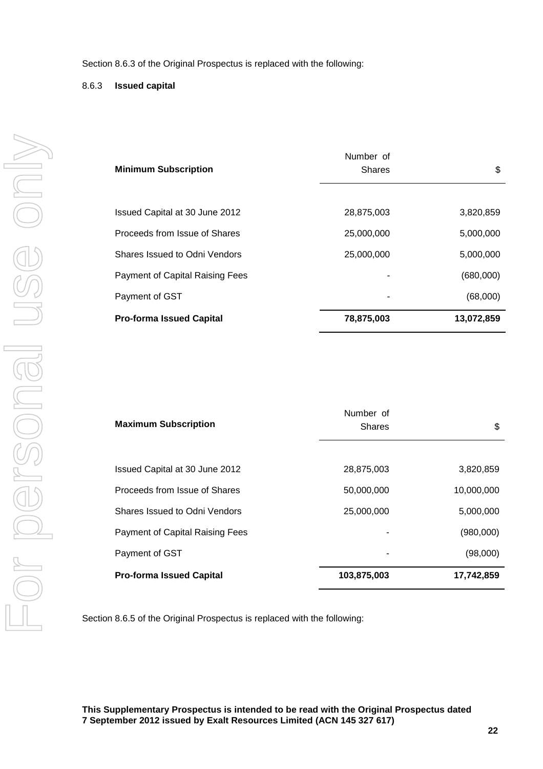Section 8.6.3 of the Original Prospectus is replaced with the following:

### 8.6.3 **Issued capital**

| **Minimum Subscription** | Number of Shares | $ |
|---|---|---|
| Issued Capital at 30 June 2012 | 28,875,003 | 3,820,859 |
| Proceeds from Issue of Shares | 25,000,000 | 5,000,000 |
| Shares Issued to Odni Vendors | 25,000,000 | 5,000,000 |
| Payment of Capital Raising Fees | - | (680,000) |
| Payment of GST | - | (68,000) |
| **Pro-forma Issued Capital** | **78,875,003** | **13,072,859** |

| **Maximum Subscription** | Number of Shares | $ |
|---|---|---|
| Issued Capital at 30 June 2012 | 28,875,003 | 3,820,859 |
| Proceeds from Issue of Shares | 50,000,000 | 10,000,000 |
| Shares Issued to Odni Vendors | 25,000,000 | 5,000,000 |
| Payment of Capital Raising Fees | - | (980,000) |
| Payment of GST | - | (98,000) |
| **Pro-forma Issued Capital** | **103,875,003** | **17,742,859** |

Section 8.6.5 of the Original Prospectus is replaced with the following:

**This Supplementary Prospectus is intended to be read with the Original Prospectus dated 7 September 2012 issued by Exalt Resources Limited (ACN 145 327 617)**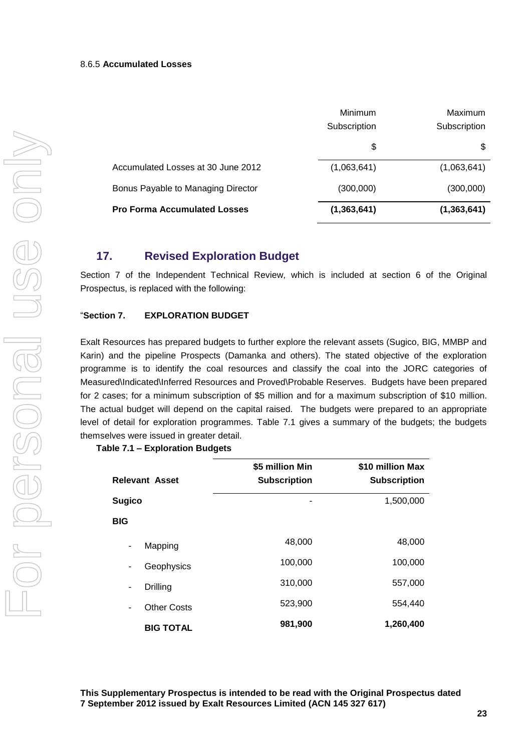8.6.5 **Accumulated Losses**

| | Minimum Subscription | Maximum Subscription |
|---|---|---|
| | $ | $ |
| Accumulated Losses at 30 June 2012 | (1,063,641) | (1,063,641) |
| Bonus Payable to Managing Director | (300,000) | (300,000) |
| **Pro Forma Accumulated Losses** | **(1,363,641)** | **(1,363,641)** |

## 17. Revised Exploration Budget

Section 7 of the Independent Technical Review, which is included at section 6 of the Original Prospectus, is replaced with the following:

"**Section 7. EXPLORATION BUDGET**

Exalt Resources has prepared budgets to further explore the relevant assets (Sugico, BIG, MMBP and Karin) and the pipeline Prospects (Damanka and others). The stated objective of the exploration programme is to identify the coal resources and classify the coal into the JORC categories of Measured\Indicated\Inferred Resources and Proved\Probable Reserves. Budgets have been prepared for 2 cases; for a minimum subscription of $5 million and for a maximum subscription of $10 million. The actual budget will depend on the capital raised. The budgets were prepared to an appropriate level of detail for exploration programmes. Table 7.1 gives a summary of the budgets; the budgets themselves were issued in greater detail.

**Table 7.1 – Exploration Budgets**

| **Relevant Asset** | **$5 million Min Subscription** | **$10 million Max Subscription** |
|---|---|---|
| **Sugico** | - | 1,500,000 |
| **BIG** | | |
| - Mapping | 48,000 | 48,000 |
| - Geophysics | 100,000 | 100,000 |
| - Drilling | 310,000 | 557,000 |
| - Other Costs | 523,900 | 554,440 |
| **BIG TOTAL** | **981,900** | **1,260,400** |

**This Supplementary Prospectus is intended to be read with the Original Prospectus dated 7 September 2012 issued by Exalt Resources Limited (ACN 145 327 617)**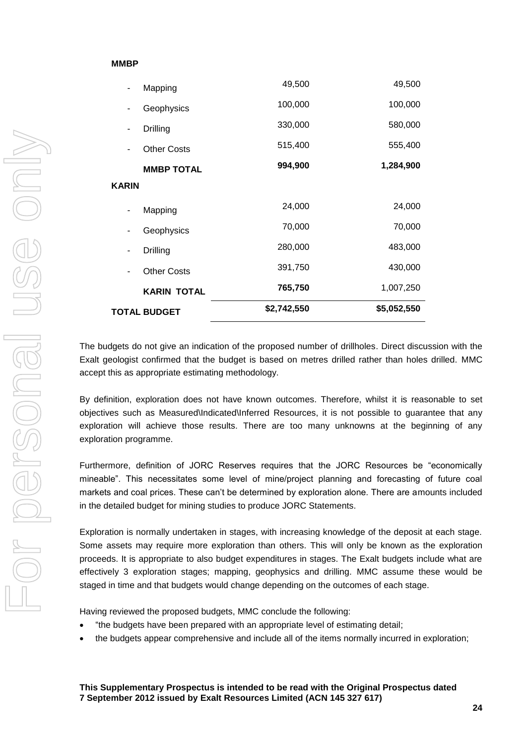| | | |
|---|---|---|
| **MMBP** | | |
| - Mapping | 49,500 | 49,500 |
| - Geophysics | 100,000 | 100,000 |
| - Drilling | 330,000 | 580,000 |
| - Other Costs | 515,400 | 555,400 |
| **MMBP TOTAL** | **994,900** | **1,284,900** |
| **KARIN** | | |
| - Mapping | 24,000 | 24,000 |
| - Geophysics | 70,000 | 70,000 |
| - Drilling | 280,000 | 483,000 |
| - Other Costs | 391,750 | 430,000 |
| **KARIN TOTAL** | **765,750** | 1,007,250 |
| **TOTAL BUDGET** | **$2,742,550** | **$5,052,550** |

The budgets do not give an indication of the proposed number of drillholes. Direct discussion with the Exalt geologist confirmed that the budget is based on metres drilled rather than holes drilled. MMC accept this as appropriate estimating methodology.

By definition, exploration does not have known outcomes. Therefore, whilst it is reasonable to set objectives such as Measured\Indicated\Inferred Resources, it is not possible to guarantee that any exploration will achieve those results. There are too many unknowns at the beginning of any exploration programme.

Furthermore, definition of JORC Reserves requires that the JORC Resources be "economically mineable". This necessitates some level of mine/project planning and forecasting of future coal markets and coal prices. These can't be determined by exploration alone. There are amounts included in the detailed budget for mining studies to produce JORC Statements.

Exploration is normally undertaken in stages, with increasing knowledge of the deposit at each stage. Some assets may require more exploration than others. This will only be known as the exploration proceeds. It is appropriate to also budget expenditures in stages. The Exalt budgets include what are effectively 3 exploration stages; mapping, geophysics and drilling. MMC assume these would be staged in time and that budgets would change depending on the outcomes of each stage.

Having reviewed the proposed budgets, MMC conclude the following:

- "the budgets have been prepared with an appropriate level of estimating detail;
- the budgets appear comprehensive and include all of the items normally incurred in exploration;

**This Supplementary Prospectus is intended to be read with the Original Prospectus dated 7 September 2012 issued by Exalt Resources Limited (ACN 145 327 617)**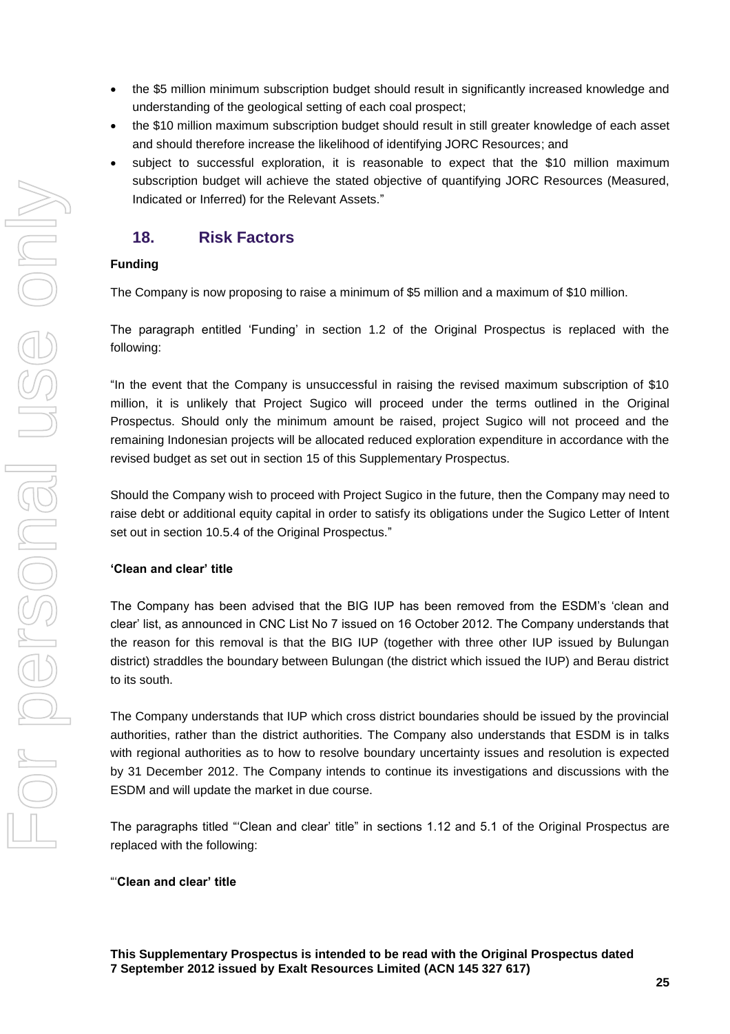- the $5 million minimum subscription budget should result in significantly increased knowledge and understanding of the geological setting of each coal prospect;
- the $10 million maximum subscription budget should result in still greater knowledge of each asset and should therefore increase the likelihood of identifying JORC Resources; and
- subject to successful exploration, it is reasonable to expect that the $10 million maximum subscription budget will achieve the stated objective of quantifying JORC Resources (Measured, Indicated or Inferred) for the Relevant Assets."

## 18. Risk Factors

**Funding**

The Company is now proposing to raise a minimum of $5 million and a maximum of $10 million.

The paragraph entitled 'Funding' in section 1.2 of the Original Prospectus is replaced with the following:

"In the event that the Company is unsuccessful in raising the revised maximum subscription of $10 million, it is unlikely that Project Sugico will proceed under the terms outlined in the Original Prospectus. Should only the minimum amount be raised, project Sugico will not proceed and the remaining Indonesian projects will be allocated reduced exploration expenditure in accordance with the revised budget as set out in section 15 of this Supplementary Prospectus.

Should the Company wish to proceed with Project Sugico in the future, then the Company may need to raise debt or additional equity capital in order to satisfy its obligations under the Sugico Letter of Intent set out in section 10.5.4 of the Original Prospectus."

**'Clean and clear' title**

The Company has been advised that the BIG IUP has been removed from the ESDM's 'clean and clear' list, as announced in CNC List No 7 issued on 16 October 2012. The Company understands that the reason for this removal is that the BIG IUP (together with three other IUP issued by Bulungan district) straddles the boundary between Bulungan (the district which issued the IUP) and Berau district to its south.

The Company understands that IUP which cross district boundaries should be issued by the provincial authorities, rather than the district authorities. The Company also understands that ESDM is in talks with regional authorities as to how to resolve boundary uncertainty issues and resolution is expected by 31 December 2012. The Company intends to continue its investigations and discussions with the ESDM and will update the market in due course.

The paragraphs titled "'Clean and clear' title" in sections 1.12 and 5.1 of the Original Prospectus are replaced with the following:

"**'Clean and clear' title**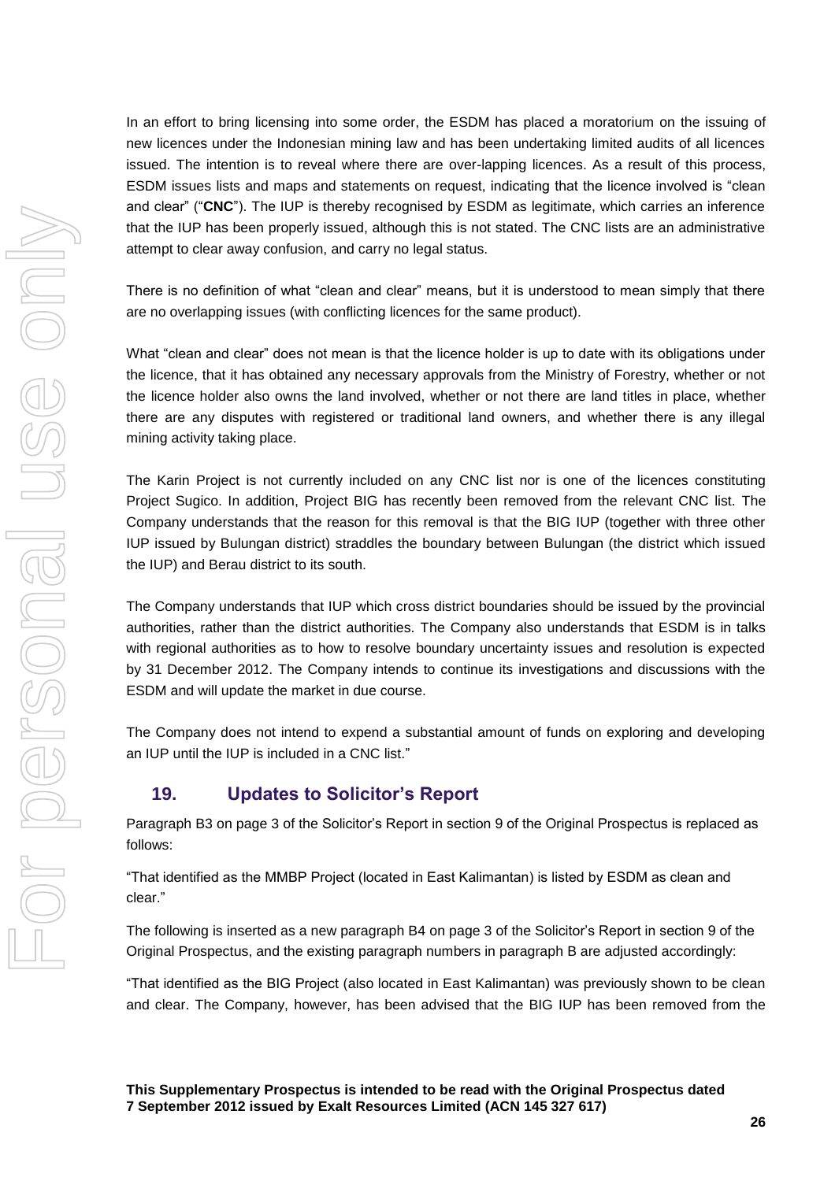In an effort to bring licensing into some order, the ESDM has placed a moratorium on the issuing of new licences under the Indonesian mining law and has been undertaking limited audits of all licences issued. The intention is to reveal where there are over-lapping licences. As a result of this process, ESDM issues lists and maps and statements on request, indicating that the licence involved is "clean and clear" ("**CNC**"). The IUP is thereby recognised by ESDM as legitimate, which carries an inference that the IUP has been properly issued, although this is not stated. The CNC lists are an administrative attempt to clear away confusion, and carry no legal status.

There is no definition of what "clean and clear" means, but it is understood to mean simply that there are no overlapping issues (with conflicting licences for the same product).

What "clean and clear" does not mean is that the licence holder is up to date with its obligations under the licence, that it has obtained any necessary approvals from the Ministry of Forestry, whether or not the licence holder also owns the land involved, whether or not there are land titles in place, whether there are any disputes with registered or traditional land owners, and whether there is any illegal mining activity taking place.

The Karin Project is not currently included on any CNC list nor is one of the licences constituting Project Sugico. In addition, Project BIG has recently been removed from the relevant CNC list. The Company understands that the reason for this removal is that the BIG IUP (together with three other IUP issued by Bulungan district) straddles the boundary between Bulungan (the district which issued the IUP) and Berau district to its south.

The Company understands that IUP which cross district boundaries should be issued by the provincial authorities, rather than the district authorities. The Company also understands that ESDM is in talks with regional authorities as to how to resolve boundary uncertainty issues and resolution is expected by 31 December 2012. The Company intends to continue its investigations and discussions with the ESDM and will update the market in due course.

The Company does not intend to expend a substantial amount of funds on exploring and developing an IUP until the IUP is included in a CNC list."

## 19. Updates to Solicitor's Report

Paragraph B3 on page 3 of the Solicitor's Report in section 9 of the Original Prospectus is replaced as follows:

"That identified as the MMBP Project (located in East Kalimantan) is listed by ESDM as clean and clear."

The following is inserted as a new paragraph B4 on page 3 of the Solicitor's Report in section 9 of the Original Prospectus, and the existing paragraph numbers in paragraph B are adjusted accordingly:

"That identified as the BIG Project (also located in East Kalimantan) was previously shown to be clean and clear. The Company, however, has been advised that the BIG IUP has been removed from the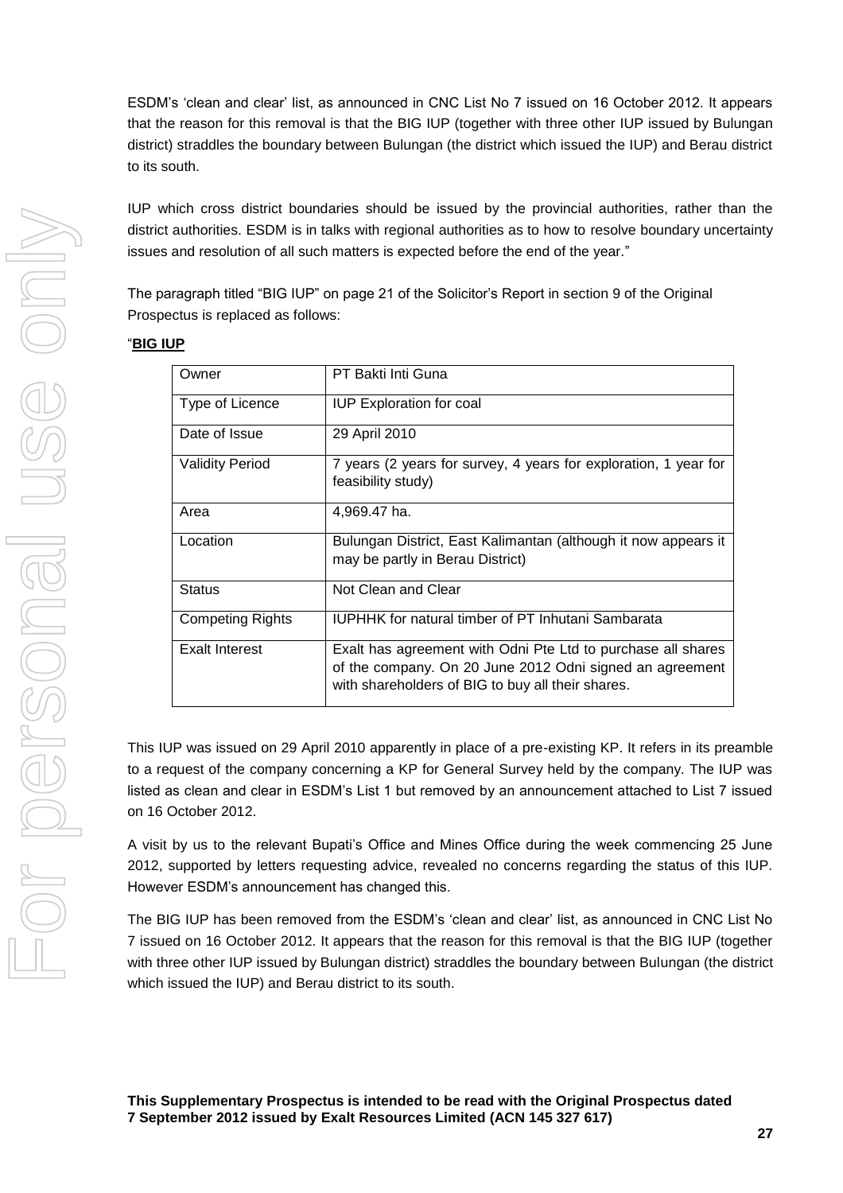ESDM's 'clean and clear' list, as announced in CNC List No 7 issued on 16 October 2012. It appears that the reason for this removal is that the BIG IUP (together with three other IUP issued by Bulungan district) straddles the boundary between Bulungan (the district which issued the IUP) and Berau district to its south.

IUP which cross district boundaries should be issued by the provincial authorities, rather than the district authorities. ESDM is in talks with regional authorities as to how to resolve boundary uncertainty issues and resolution of all such matters is expected before the end of the year."

The paragraph titled "BIG IUP" on page 21 of the Solicitor's Report in section 9 of the Original Prospectus is replaced as follows:

"**BIG IUP**

| Owner | PT Bakti Inti Guna |
|---|---|
| Type of Licence | IUP Exploration for coal |
| Date of Issue | 29 April 2010 |
| Validity Period | 7 years (2 years for survey, 4 years for exploration, 1 year for feasibility study) |
| Area | 4,969.47 ha. |
| Location | Bulungan District, East Kalimantan (although it now appears it may be partly in Berau District) |
| Status | Not Clean and Clear |
| Competing Rights | IUPHHK for natural timber of PT Inhutani Sambarata |
| Exalt Interest | Exalt has agreement with Odni Pte Ltd to purchase all shares of the company. On 20 June 2012 Odni signed an agreement with shareholders of BIG to buy all their shares. |

This IUP was issued on 29 April 2010 apparently in place of a pre-existing KP. It refers in its preamble to a request of the company concerning a KP for General Survey held by the company. The IUP was listed as clean and clear in ESDM's List 1 but removed by an announcement attached to List 7 issued on 16 October 2012.

A visit by us to the relevant Bupati's Office and Mines Office during the week commencing 25 June 2012, supported by letters requesting advice, revealed no concerns regarding the status of this IUP. However ESDM's announcement has changed this.

The BIG IUP has been removed from the ESDM's 'clean and clear' list, as announced in CNC List No 7 issued on 16 October 2012. It appears that the reason for this removal is that the BIG IUP (together with three other IUP issued by Bulungan district) straddles the boundary between Bulungan (the district which issued the IUP) and Berau district to its south.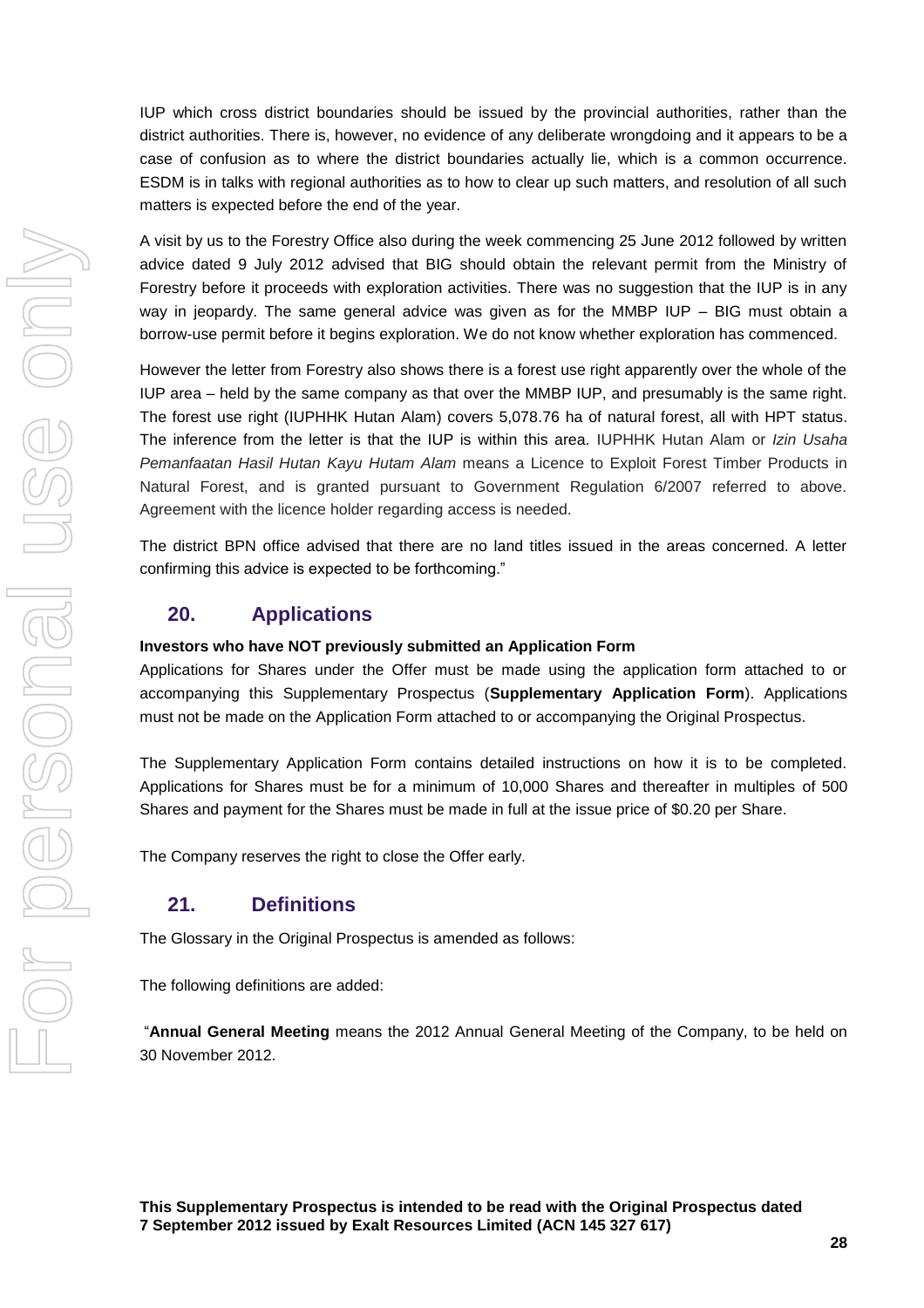IUP which cross district boundaries should be issued by the provincial authorities, rather than the district authorities. There is, however, no evidence of any deliberate wrongdoing and it appears to be a case of confusion as to where the district boundaries actually lie, which is a common occurrence. ESDM is in talks with regional authorities as to how to clear up such matters, and resolution of all such matters is expected before the end of the year.

A visit by us to the Forestry Office also during the week commencing 25 June 2012 followed by written advice dated 9 July 2012 advised that BIG should obtain the relevant permit from the Ministry of Forestry before it proceeds with exploration activities. There was no suggestion that the IUP is in any way in jeopardy. The same general advice was given as for the MMBP IUP – BIG must obtain a borrow-use permit before it begins exploration. We do not know whether exploration has commenced.

However the letter from Forestry also shows there is a forest use right apparently over the whole of the IUP area – held by the same company as that over the MMBP IUP, and presumably is the same right. The forest use right (IUPHHK Hutan Alam) covers 5,078.76 ha of natural forest, all with HPT status. The inference from the letter is that the IUP is within this area. IUPHHK Hutan Alam or *Izin Usaha Pemanfaatan Hasil Hutan Kayu Hutam Alam* means a Licence to Exploit Forest Timber Products in Natural Forest, and is granted pursuant to Government Regulation 6/2007 referred to above. Agreement with the licence holder regarding access is needed.

The district BPN office advised that there are no land titles issued in the areas concerned. A letter confirming this advice is expected to be forthcoming."

## 20. Applications

**Investors who have NOT previously submitted an Application Form**

Applications for Shares under the Offer must be made using the application form attached to or accompanying this Supplementary Prospectus (**Supplementary Application Form**). Applications must not be made on the Application Form attached to or accompanying the Original Prospectus.

The Supplementary Application Form contains detailed instructions on how it is to be completed. Applications for Shares must be for a minimum of 10,000 Shares and thereafter in multiples of 500 Shares and payment for the Shares must be made in full at the issue price of $0.20 per Share.

The Company reserves the right to close the Offer early.

## 21. Definitions

The Glossary in the Original Prospectus is amended as follows:

The following definitions are added:

"**Annual General Meeting** means the 2012 Annual General Meeting of the Company, to be held on 30 November 2012.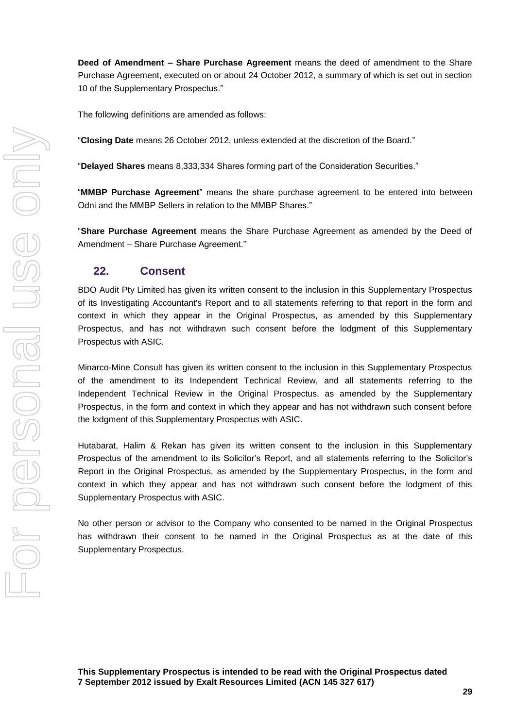**Deed of Amendment – Share Purchase Agreement** means the deed of amendment to the Share Purchase Agreement, executed on or about 24 October 2012, a summary of which is set out in section 10 of the Supplementary Prospectus."

The following definitions are amended as follows:

"**Closing Date** means 26 October 2012, unless extended at the discretion of the Board."

"**Delayed Shares** means 8,333,334 Shares forming part of the Consideration Securities."

"**MMBP Purchase Agreement**" means the share purchase agreement to be entered into between Odni and the MMBP Sellers in relation to the MMBP Shares."

"**Share Purchase Agreement** means the Share Purchase Agreement as amended by the Deed of Amendment – Share Purchase Agreement."

## 22. Consent

BDO Audit Pty Limited has given its written consent to the inclusion in this Supplementary Prospectus of its Investigating Accountant's Report and to all statements referring to that report in the form and context in which they appear in the Original Prospectus, as amended by this Supplementary Prospectus, and has not withdrawn such consent before the lodgment of this Supplementary Prospectus with ASIC.

Minarco-Mine Consult has given its written consent to the inclusion in this Supplementary Prospectus of the amendment to its Independent Technical Review, and all statements referring to the Independent Technical Review in the Original Prospectus, as amended by the Supplementary Prospectus, in the form and context in which they appear and has not withdrawn such consent before the lodgment of this Supplementary Prospectus with ASIC.

Hutabarat, Halim & Rekan has given its written consent to the inclusion in this Supplementary Prospectus of the amendment to its Solicitor's Report, and all statements referring to the Solicitor's Report in the Original Prospectus, as amended by the Supplementary Prospectus, in the form and context in which they appear and has not withdrawn such consent before the lodgment of this Supplementary Prospectus with ASIC.

No other person or advisor to the Company who consented to be named in the Original Prospectus has withdrawn their consent to be named in the Original Prospectus as at the date of this Supplementary Prospectus.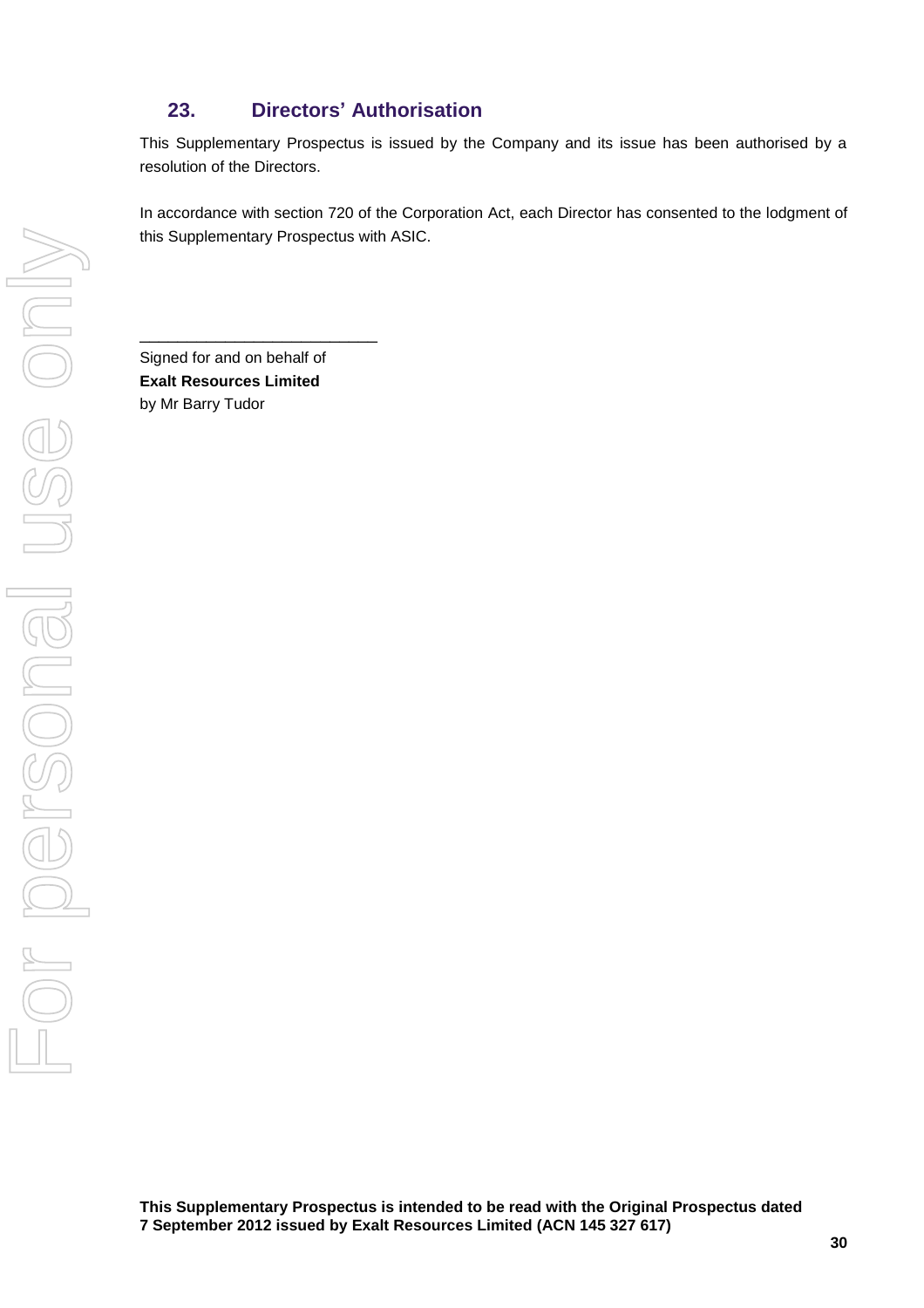## 23. Directors' Authorisation

This Supplementary Prospectus is issued by the Company and its issue has been authorised by a resolution of the Directors.

In accordance with section 720 of the Corporation Act, each Director has consented to the lodgment of this Supplementary Prospectus with ASIC.

\_\_\_\_\_\_\_\_\_\_\_\_\_\_\_\_\_\_\_\_\_\_\_\_\_\_\_\_

Signed for and on behalf of
**Exalt Resources Limited**
by Mr Barry Tudor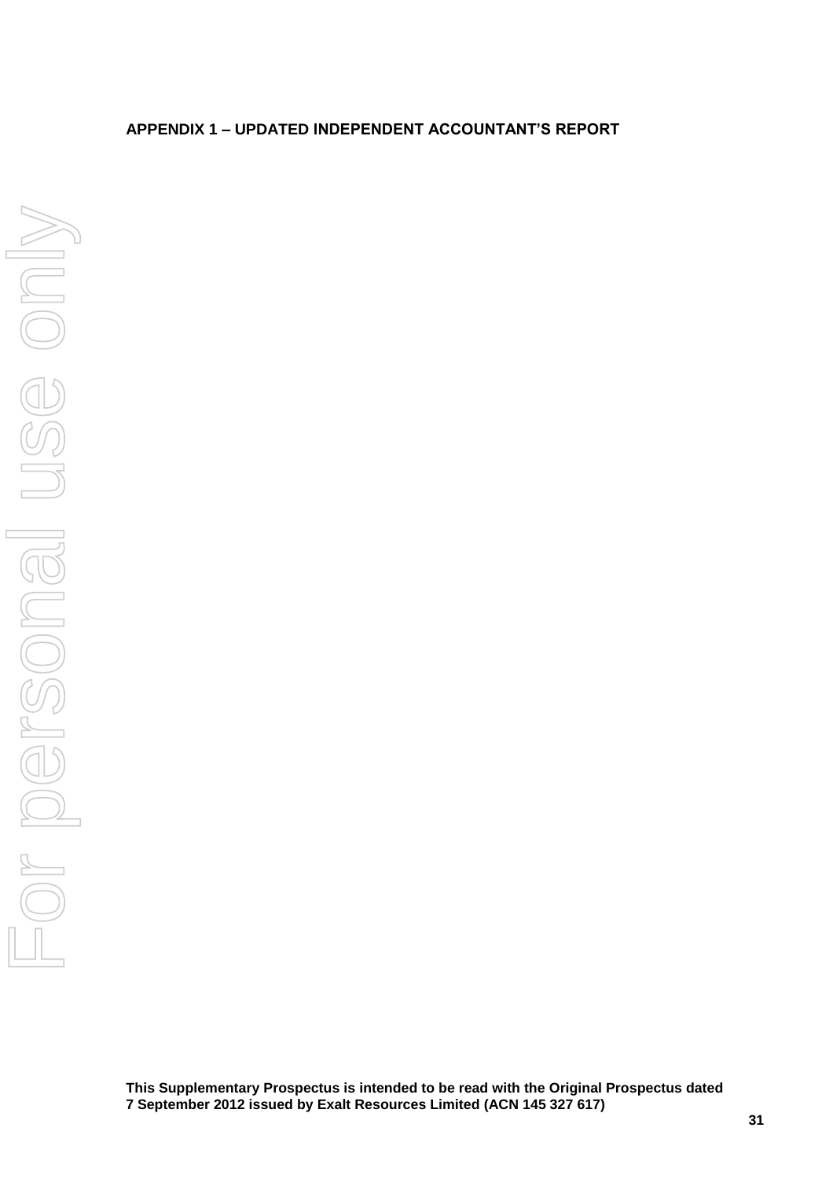**APPENDIX 1 – UPDATED INDEPENDENT ACCOUNTANT'S REPORT**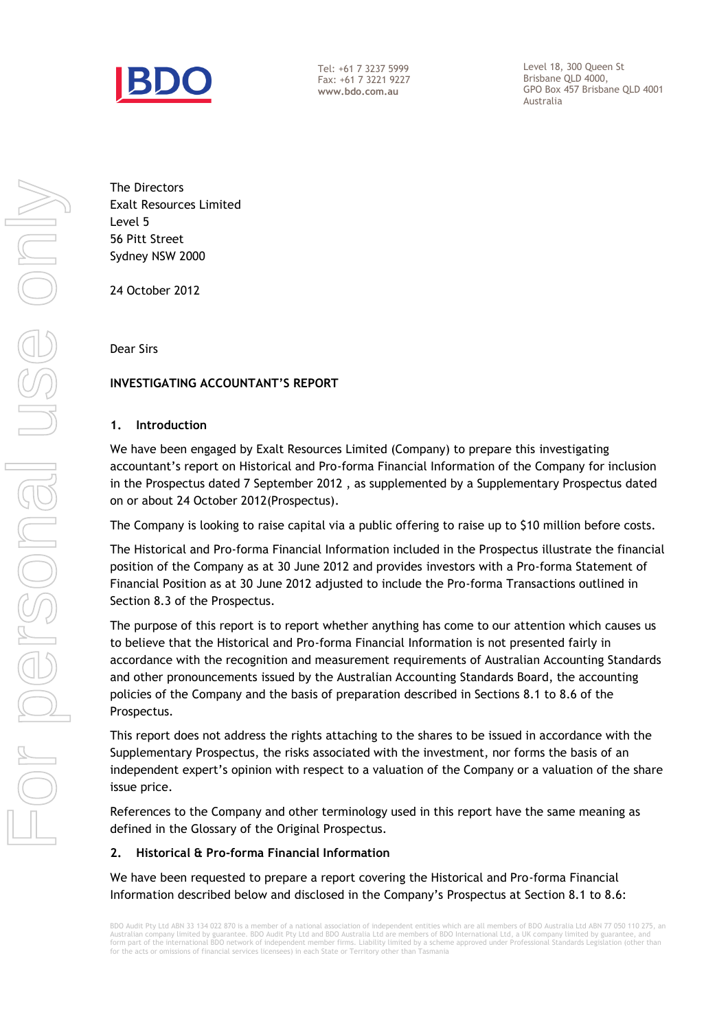Tel: +61 7 3237 5999
Fax: +61 7 3221 9227
www.bdo.com.au

Level 18, 300 Queen St
Brisbane QLD 4000,
GPO Box 457 Brisbane QLD 4001
Australia

The Directors
Exalt Resources Limited
Level 5
56 Pitt Street
Sydney NSW 2000

24 October 2012

Dear Sirs

**INVESTIGATING ACCOUNTANT'S REPORT**

## 1. Introduction

We have been engaged by Exalt Resources Limited (Company) to prepare this investigating accountant's report on Historical and Pro-forma Financial Information of the Company for inclusion in the Prospectus dated 7 September 2012 , as supplemented by a Supplementary Prospectus dated on or about 24 October 2012(Prospectus).

The Company is looking to raise capital via a public offering to raise up to $10 million before costs.

The Historical and Pro-forma Financial Information included in the Prospectus illustrate the financial position of the Company as at 30 June 2012 and provides investors with a Pro-forma Statement of Financial Position as at 30 June 2012 adjusted to include the Pro-forma Transactions outlined in Section 8.3 of the Prospectus.

The purpose of this report is to report whether anything has come to our attention which causes us to believe that the Historical and Pro-forma Financial Information is not presented fairly in accordance with the recognition and measurement requirements of Australian Accounting Standards and other pronouncements issued by the Australian Accounting Standards Board, the accounting policies of the Company and the basis of preparation described in Sections 8.1 to 8.6 of the Prospectus.

This report does not address the rights attaching to the shares to be issued in accordance with the Supplementary Prospectus, the risks associated with the investment, nor forms the basis of an independent expert's opinion with respect to a valuation of the Company or a valuation of the share issue price.

References to the Company and other terminology used in this report have the same meaning as defined in the Glossary of the Original Prospectus.

## 2. Historical & Pro-forma Financial Information

We have been requested to prepare a report covering the Historical and Pro-forma Financial Information described below and disclosed in the Company's Prospectus at Section 8.1 to 8.6:

BDO Audit Pty Ltd ABN 33 134 022 870 is a member of a national association of independent entities which are all members of BDO Australia Ltd ABN 77 050 110 275, an Australian company limited by guarantee. BDO Audit Pty Ltd and BDO Australia Ltd are members of BDO International Ltd, a UK company limited by guarantee, and form part of the international BDO network of independent member firms. Liability limited by a scheme approved under Professional Standards Legislation (other than for the acts or omissions of financial services licensees) in each State or Territory other than Tasmania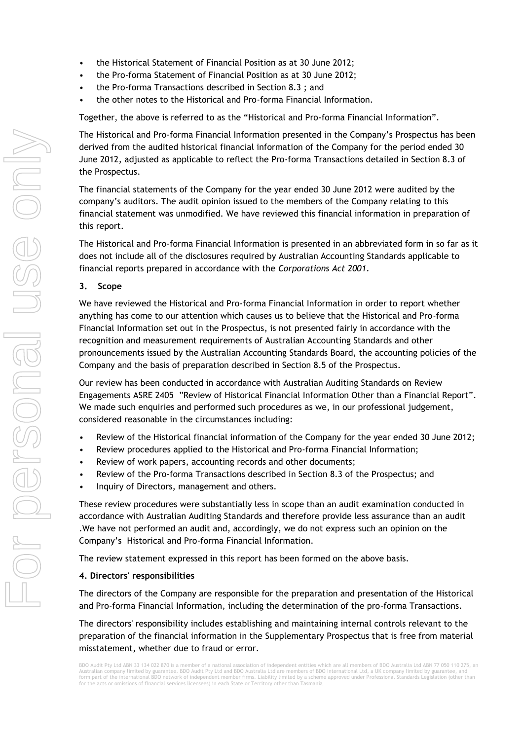- the Historical Statement of Financial Position as at 30 June 2012;
- the Pro-forma Statement of Financial Position as at 30 June 2012;
- the Pro-forma Transactions described in Section 8.3 ; and
- the other notes to the Historical and Pro-forma Financial Information.

Together, the above is referred to as the "Historical and Pro-forma Financial Information".

The Historical and Pro-forma Financial Information presented in the Company's Prospectus has been derived from the audited historical financial information of the Company for the period ended 30 June 2012, adjusted as applicable to reflect the Pro-forma Transactions detailed in Section 8.3 of the Prospectus.

The financial statements of the Company for the year ended 30 June 2012 were audited by the company's auditors. The audit opinion issued to the members of the Company relating to this financial statement was unmodified. We have reviewed this financial information in preparation of this report.

The Historical and Pro-forma Financial Information is presented in an abbreviated form in so far as it does not include all of the disclosures required by Australian Accounting Standards applicable to financial reports prepared in accordance with the *Corporations Act 2001*.

## 3. Scope

We have reviewed the Historical and Pro-forma Financial Information in order to report whether anything has come to our attention which causes us to believe that the Historical and Pro-forma Financial Information set out in the Prospectus, is not presented fairly in accordance with the recognition and measurement requirements of Australian Accounting Standards and other pronouncements issued by the Australian Accounting Standards Board, the accounting policies of the Company and the basis of preparation described in Section 8.5 of the Prospectus.

Our review has been conducted in accordance with Australian Auditing Standards on Review Engagements ASRE 2405 "Review of Historical Financial Information Other than a Financial Report". We made such enquiries and performed such procedures as we, in our professional judgement, considered reasonable in the circumstances including:

- Review of the Historical financial information of the Company for the year ended 30 June 2012;
- Review procedures applied to the Historical and Pro-forma Financial Information;
- Review of work papers, accounting records and other documents;
- Review of the Pro-forma Transactions described in Section 8.3 of the Prospectus; and
- Inquiry of Directors, management and others.

These review procedures were substantially less in scope than an audit examination conducted in accordance with Australian Auditing Standards and therefore provide less assurance than an audit .We have not performed an audit and, accordingly, we do not express such an opinion on the Company's Historical and Pro-forma Financial Information.

The review statement expressed in this report has been formed on the above basis.

## 4. Directors' responsibilities

The directors of the Company are responsible for the preparation and presentation of the Historical and Pro-forma Financial Information, including the determination of the pro-forma Transactions.

The directors' responsibility includes establishing and maintaining internal controls relevant to the preparation of the financial information in the Supplementary Prospectus that is free from material misstatement, whether due to fraud or error.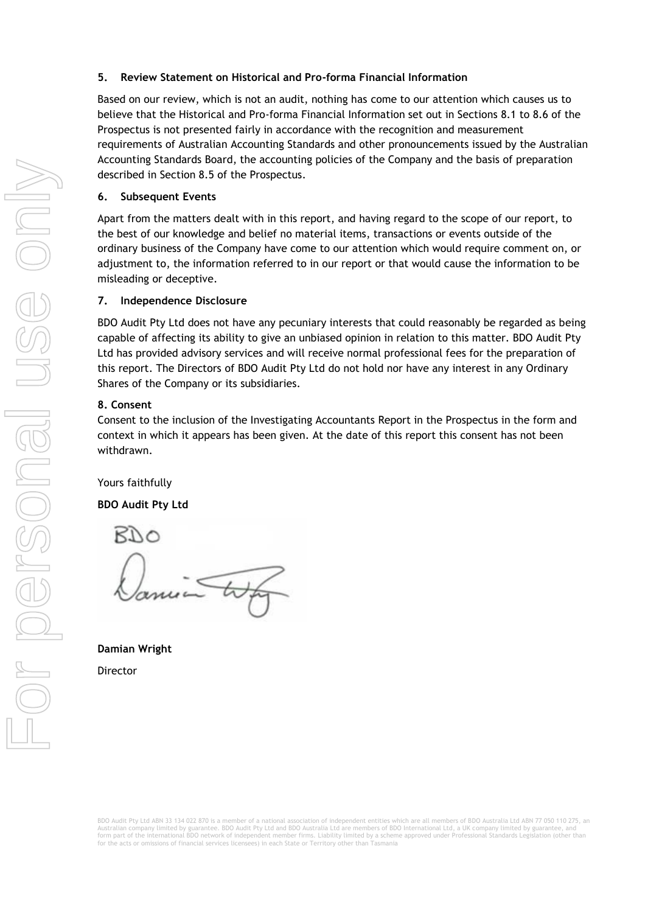## 5. Review Statement on Historical and Pro-forma Financial Information

Based on our review, which is not an audit, nothing has come to our attention which causes us to believe that the Historical and Pro-forma Financial Information set out in Sections 8.1 to 8.6 of the Prospectus is not presented fairly in accordance with the recognition and measurement requirements of Australian Accounting Standards and other pronouncements issued by the Australian Accounting Standards Board, the accounting policies of the Company and the basis of preparation described in Section 8.5 of the Prospectus.

## 6. Subsequent Events

Apart from the matters dealt with in this report, and having regard to the scope of our report, to the best of our knowledge and belief no material items, transactions or events outside of the ordinary business of the Company have come to our attention which would require comment on, or adjustment to, the information referred to in our report or that would cause the information to be misleading or deceptive.

## 7. Independence Disclosure

BDO Audit Pty Ltd does not have any pecuniary interests that could reasonably be regarded as being capable of affecting its ability to give an unbiased opinion in relation to this matter. BDO Audit Pty Ltd has provided advisory services and will receive normal professional fees for the preparation of this report. The Directors of BDO Audit Pty Ltd do not hold nor have any interest in any Ordinary Shares of the Company or its subsidiaries.

## 8. Consent

Consent to the inclusion of the Investigating Accountants Report in the Prospectus in the form and context in which it appears has been given. At the date of this report this consent has not been withdrawn.

Yours faithfully

**BDO Audit Pty Ltd**

BDO

Damian Wright

**Damian Wright**

Director

BDO Audit Pty Ltd ABN 33 134 022 870 is a member of a national association of independent entities which are all members of BDO Australia Ltd ABN 77 050 110 275, an Australian company limited by guarantee. BDO Audit Pty Ltd and BDO Australia Ltd are members of BDO International Ltd, a UK company limited by guarantee, and form part of the international BDO network of independent member firms. Liability limited by a scheme approved under Professional Standards Legislation (other than for the acts or omissions of financial services licensees) in each State or Territory other than Tasmania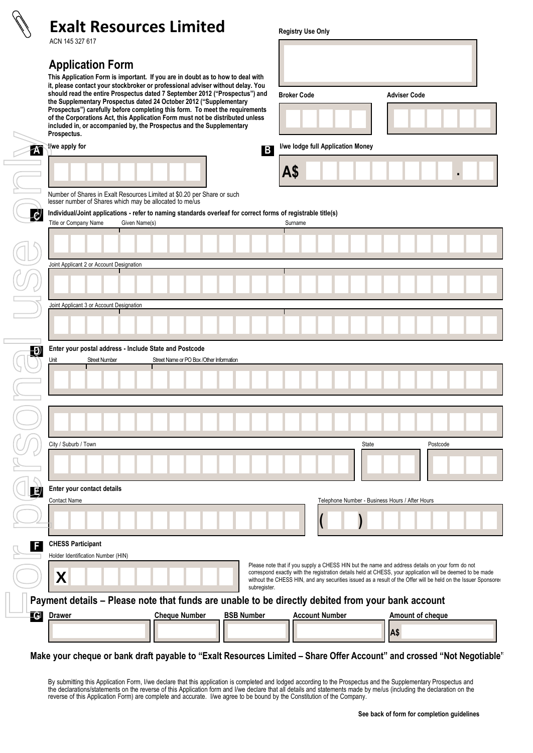# Exalt Resources Limited

ACN 145 327 617

**Registry Use Only**

## Application Form

**This Application Form is important. If you are in doubt as to how to deal with it, please contact your stockbroker or professional adviser without delay. You should read the entire Prospectus dated 7 September 2012 ("Prospectus") and the Supplementary Prospectus dated 24 October 2012 ("Supplementary Prospectus") carefully before completing this form. To meet the requirements of the Corporations Act, this Application Form must not be distributed unless included in, or accompanied by, the Prospectus and the Supplementary Prospectus.**

**Broker Code** | **Adviser Code**

**A** **I/we apply for**

Number of Shares in Exalt Resources Limited at $0.20 per Share or such lesser number of Shares which may be allocated to me/us

**B** **I/we lodge full Application Money**

A$ .

**C** **Individual/Joint applications - refer to naming standards overleaf for correct forms of registrable title(s)**

Title or Company Name | Given Name(s) | Surname

Joint Applicant 2 or Account Designation

Joint Applicant 3 or Account Designation

**D** **Enter your postal address - Include State and Postcode**

Unit | Street Number | Street Name or PO Box /Other Information

City / Suburb / Town | State | Postcode

**E** **Enter your contact details**

Contact Name | Telephone Number - Business Hours / After Hours

( )

**F** **CHESS Participant**

Holder Identification Number (HIN)

X

Please note that if you supply a CHESS HIN but the name and address details on your form do not correspond exactly with the registration details held at CHESS, your application will be deemed to be made without the CHESS HIN, and any securities issued as a result of the Offer will be held on the Issuer Sponsored subregister.

## Payment details – Please note that funds are unable to be directly debited from your bank account

**G**

| Drawer | Cheque Number | BSB Number | Account Number | Amount of cheque |
|---|---|---|---|---|
| | | | | A$ |

**Make your cheque or bank draft payable to "Exalt Resources Limited – Share Offer Account" and crossed "Not Negotiable"**

By submitting this Application Form, I/we declare that this application is completed and lodged according to the Prospectus and the Supplementary Prospectus and the declarations/statements on the reverse of this Application form and I/we declare that all details and statements made by me/us (including the declaration on the reverse of this Application Form) are complete and accurate. I/we agree to be bound by the Constitution of the Company.

**See back of form for completion guidelines**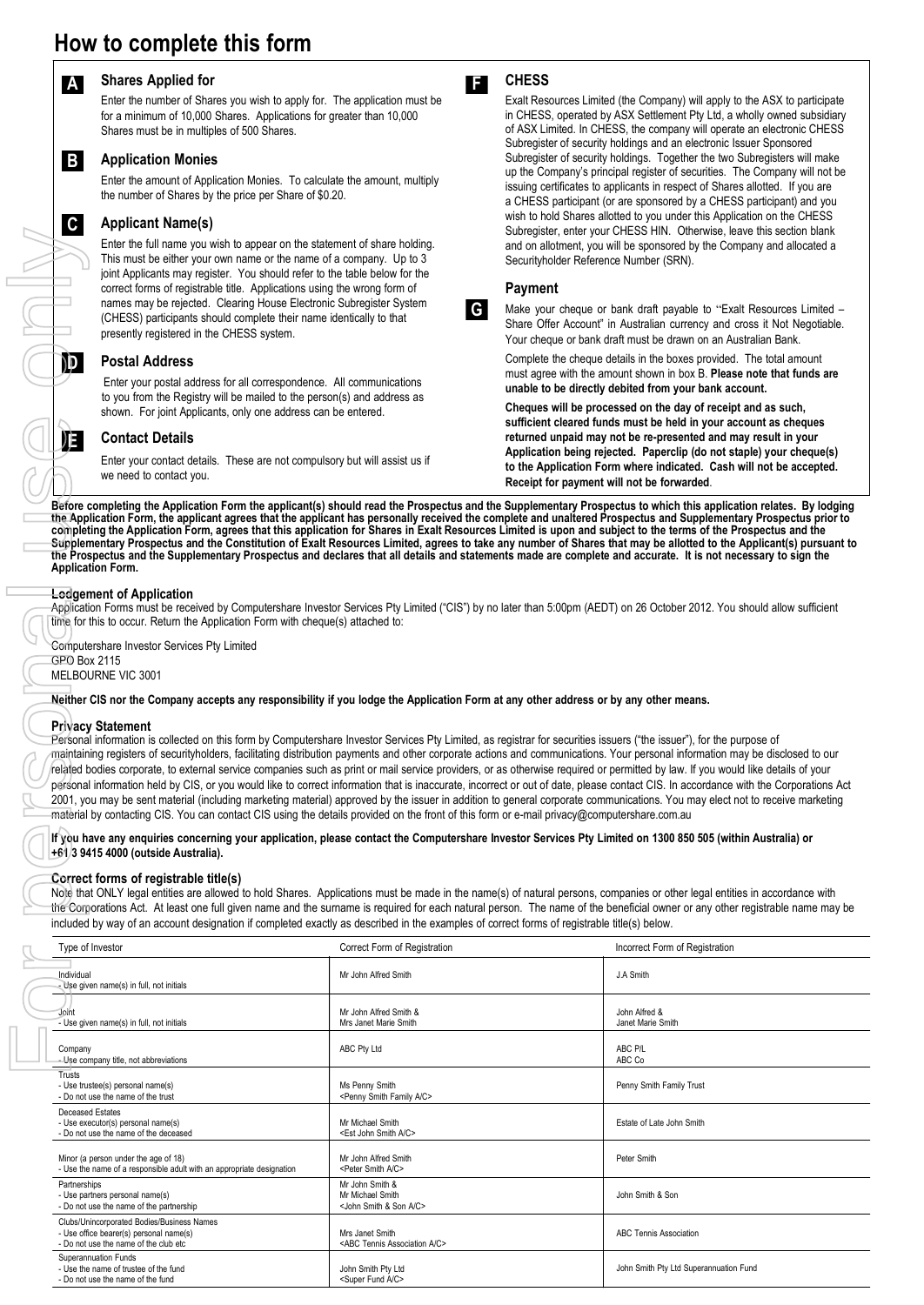# How to complete this form

**A** **Shares Applied for**

Enter the number of Shares you wish to apply for. The application must be for a minimum of 10,000 Shares. Applications for greater than 10,000 Shares must be in multiples of 500 Shares.

**B** **Application Monies**

Enter the amount of Application Monies. To calculate the amount, multiply the number of Shares by the price per Share of $0.20.

**C** **Applicant Name(s)**

Enter the full name you wish to appear on the statement of share holding. This must be either your own name or the name of a company. Up to 3 joint Applicants may register. You should refer to the table below for the correct forms of registrable title. Applications using the wrong form of names may be rejected. Clearing House Electronic Subregister System (CHESS) participants should complete their name identically to that presently registered in the CHESS system.

**D** **Postal Address**

Enter your postal address for all correspondence. All communications to you from the Registry will be mailed to the person(s) and address as shown. For joint Applicants, only one address can be entered.

**E** **Contact Details**

Enter your contact details. These are not compulsory but will assist us if we need to contact you.

**F** **CHESS**

Exalt Resources Limited (the Company) will apply to the ASX to participate in CHESS, operated by ASX Settlement Pty Ltd, a wholly owned subsidiary of ASX Limited. In CHESS, the company will operate an electronic CHESS Subregister of security holdings and an electronic Issuer Sponsored Subregister of security holdings. Together the two Subregisters will make up the Company's principal register of securities. The Company will not be issuing certificates to applicants in respect of Shares allotted. If you are a CHESS participant (or are sponsored by a CHESS participant) and you wish to hold Shares allotted to you under this Application on the CHESS Subregister, enter your CHESS HIN. Otherwise, leave this section blank and on allotment, you will be sponsored by the Company and allocated a Securityholder Reference Number (SRN).

**Payment**

**G** Make your cheque or bank draft payable to "Exalt Resources Limited – Share Offer Account" in Australian currency and cross it Not Negotiable. Your cheque or bank draft must be drawn on an Australian Bank.

Complete the cheque details in the boxes provided. The total amount must agree with the amount shown in box B. **Please note that funds are unable to be directly debited from your bank account.**

**Cheques will be processed on the day of receipt and as such, sufficient cleared funds must be held in your account as cheques returned unpaid may not be re-presented and may result in your Application being rejected. Paperclip (do not staple) your cheque(s) to the Application Form where indicated. Cash will not be accepted. Receipt for payment will not be forwarded**.

**Before completing the Application Form the applicant(s) should read the Prospectus and the Supplementary Prospectus to which this application relates. By lodging the Application Form, the applicant agrees that the applicant has personally received the complete and unaltered Prospectus and Supplementary Prospectus prior to completing the Application Form, agrees that this application for Shares in Exalt Resources Limited is upon and subject to the terms of the Prospectus and the Supplementary Prospectus and the Constitution of Exalt Resources Limited, agrees to take any number of Shares that may be allotted to the Applicant(s) pursuant to the Prospectus and the Supplementary Prospectus and declares that all details and statements made are complete and accurate. It is not necessary to sign the Application Form.**

**Lodgement of Application**

Application Forms must be received by Computershare Investor Services Pty Limited ("CIS") by no later than 5:00pm (AEDT) on 26 October 2012. You should allow sufficient time for this to occur. Return the Application Form with cheque(s) attached to:

Computershare Investor Services Pty Limited
GPO Box 2115
MELBOURNE VIC 3001

**Neither CIS nor the Company accepts any responsibility if you lodge the Application Form at any other address or by any other means.**

**Privacy Statement**

Personal information is collected on this form by Computershare Investor Services Pty Limited, as registrar for securities issuers ("the issuer"), for the purpose of maintaining registers of securityholders, facilitating distribution payments and other corporate actions and communications. Your personal information may be disclosed to our related bodies corporate, to external service companies such as print or mail service providers, or as otherwise required or permitted by law. If you would like details of your personal information held by CIS, or you would like to correct information that is inaccurate, incorrect or out of date, please contact CIS. In accordance with the Corporations Act 2001, you may be sent material (including marketing material) approved by the issuer in addition to general corporate communications. You may elect not to receive marketing material by contacting CIS. You can contact CIS using the details provided on the front of this form or e-mail privacy@computershare.com.au

**If you have any enquiries concerning your application, please contact the Computershare Investor Services Pty Limited on 1300 850 505 (within Australia) or +61 3 9415 4000 (outside Australia).**

**Correct forms of registrable title(s)**

Note that ONLY legal entities are allowed to hold Shares. Applications must be made in the name(s) of natural persons, companies or other legal entities in accordance with the Corporations Act. At least one full given name and the surname is required for each natural person. The name of the beneficial owner or any other registrable name may be included by way of an account designation if completed exactly as described in the examples of correct forms of registrable title(s) below.

| Type of Investor | Correct Form of Registration | Incorrect Form of Registration |
|---|---|---|
| Individual<br>- Use given name(s) in full, not initials | Mr John Alfred Smith | J.A Smith |
| Joint<br>- Use given name(s) in full, not initials | Mr John Alfred Smith &<br>Mrs Janet Marie Smith | John Alfred &<br>Janet Marie Smith |
| Company<br>- Use company title, not abbreviations | ABC Pty Ltd | ABC P/L<br>ABC Co |
| Trusts<br>- Use trustee(s) personal name(s)<br>- Do not use the name of the trust | Ms Penny Smith<br><Penny Smith Family A/C> | Penny Smith Family Trust |
| Deceased Estates<br>- Use executor(s) personal name(s)<br>- Do not use the name of the deceased | Mr Michael Smith<br><Est John Smith A/C> | Estate of Late John Smith |
| Minor (a person under the age of 18)<br>- Use the name of a responsible adult with an appropriate designation | Mr John Alfred Smith<br><Peter Smith A/C> | Peter Smith |
| Partnerships<br>- Use partners personal name(s)<br>- Do not use the name of the partnership | Mr John Smith &<br>Mr Michael Smith<br><John Smith & Son A/C> | John Smith & Son |
| Clubs/Unincorporated Bodies/Business Names<br>- Use office bearer(s) personal name(s)<br>- Do not use the name of the club etc | Mrs Janet Smith<br><ABC Tennis Association A/C> | ABC Tennis Association |
| Superannuation Funds<br>- Use the name of trustee of the fund<br>- Do not use the name of the fund | John Smith Pty Ltd<br><Super Fund A/C> | John Smith Pty Ltd Superannuation Fund |